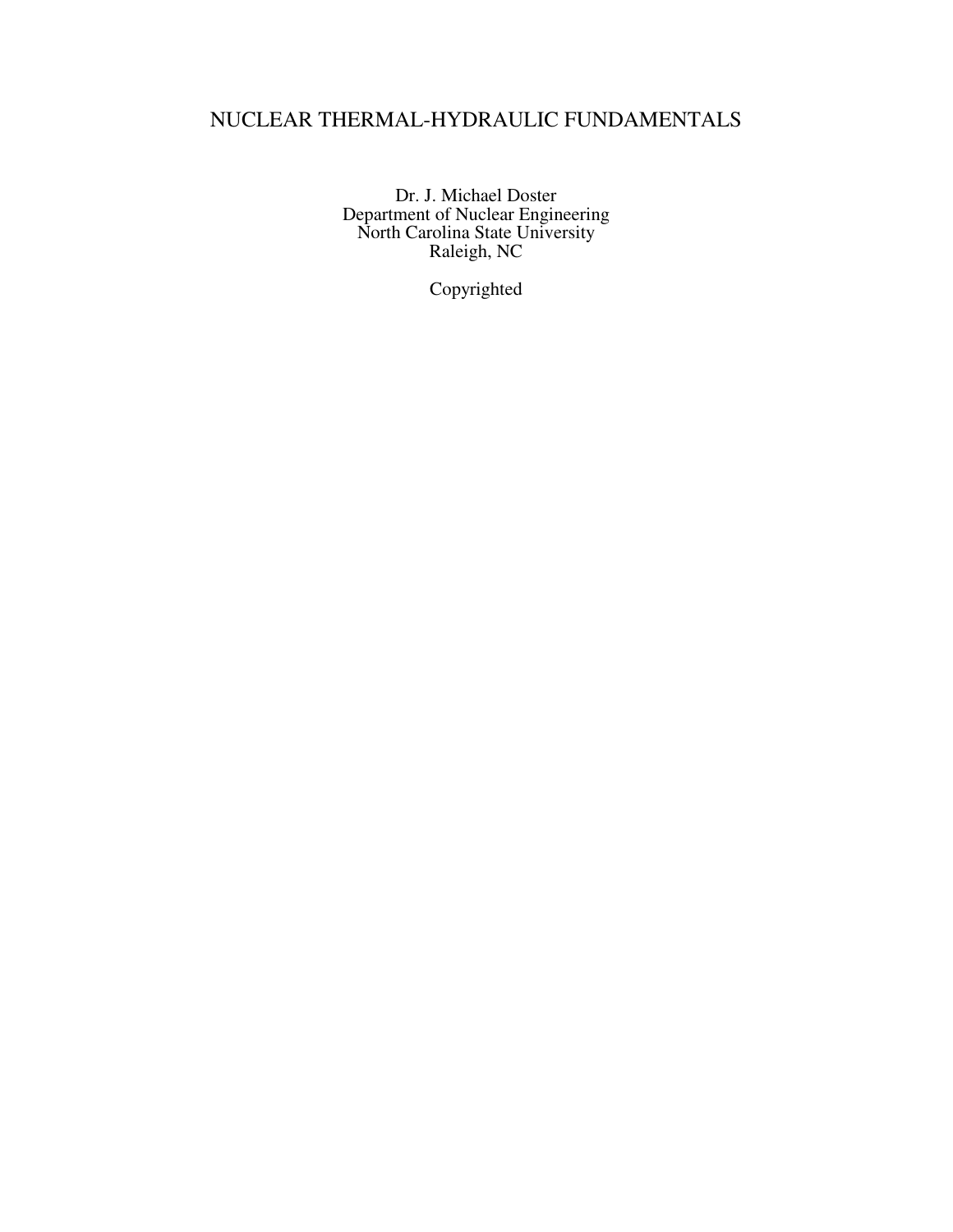# NUCLEAR THERMAL-HYDRAULIC FUNDAMENTALS

Dr. J. Michael Doster
Department of Nuclear Engineering
North Carolina State University
Raleigh, NC

Copyrighted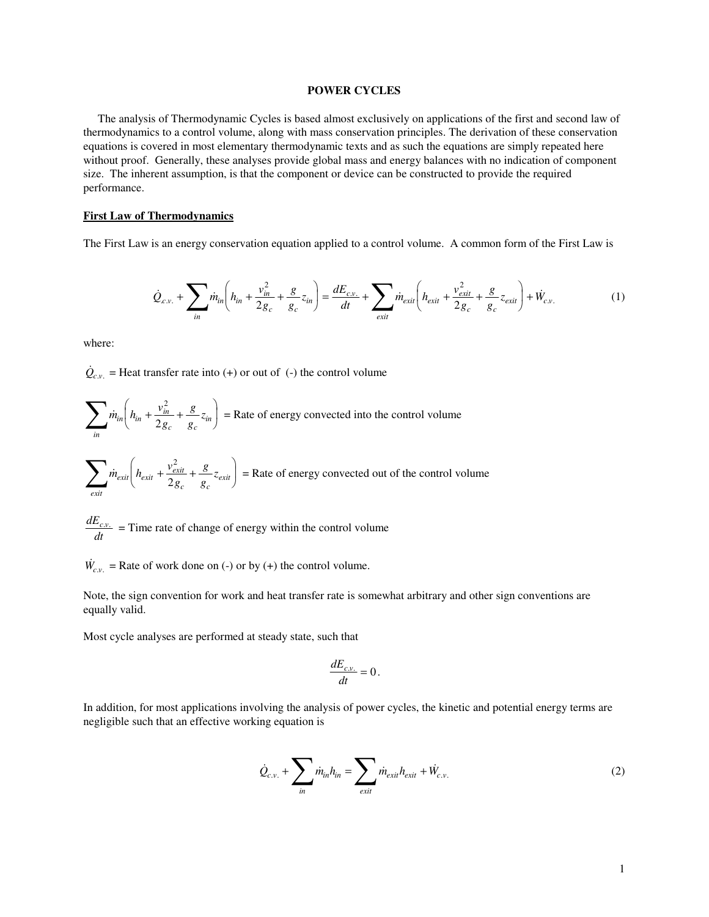**POWER CYCLES**

The analysis of Thermodynamic Cycles is based almost exclusively on applications of the first and second law of thermodynamics to a control volume, along with mass conservation principles. The derivation of these conservation equations is covered in most elementary thermodynamic texts and as such the equations are simply repeated here without proof. Generally, these analyses provide global mass and energy balances with no indication of component size. The inherent assumption, is that the component or device can be constructed to provide the required performance.

## First Law of Thermodynamics

The First Law is an energy conservation equation applied to a control volume. A common form of the First Law is

$$\dot{Q}_{c.v.} + \sum_{in} \dot{m}_{in}\left(h_{in} + \frac{v_{in}^2}{2g_c} + \frac{g}{g_c}z_{in}\right) = \frac{dE_{c.v.}}{dt} + \sum_{exit} \dot{m}_{exit}\left(h_{exit} + \frac{v_{exit}^2}{2g_c} + \frac{g}{g_c}z_{exit}\right) + \dot{W}_{c.v.} \tag{1}$$

where:

$\dot{Q}_{c.v.}$ = Heat transfer rate into (+) or out of (-) the control volume

$\sum_{in} \dot{m}_{in}\left(h_{in} + \frac{v_{in}^2}{2g_c} + \frac{g}{g_c}z_{in}\right)$ = Rate of energy convected into the control volume

$\sum_{exit} \dot{m}_{exit}\left(h_{exit} + \frac{v_{exit}^2}{2g_c} + \frac{g}{g_c}z_{exit}\right)$ = Rate of energy convected out of the control volume

$\frac{dE_{c.v.}}{dt}$ = Time rate of change of energy within the control volume

$\dot{W}_{c.v.}$ = Rate of work done on (-) or by (+) the control volume.

Note, the sign convention for work and heat transfer rate is somewhat arbitrary and other sign conventions are equally valid.

Most cycle analyses are performed at steady state, such that

$$\frac{dE_{c.v.}}{dt} = 0.$$

In addition, for most applications involving the analysis of power cycles, the kinetic and potential energy terms are negligible such that an effective working equation is

$$\dot{Q}_{c.v.} + \sum_{in} \dot{m}_{in}h_{in} = \sum_{exit} \dot{m}_{exit}h_{exit} + \dot{W}_{c.v.} \tag{2}$$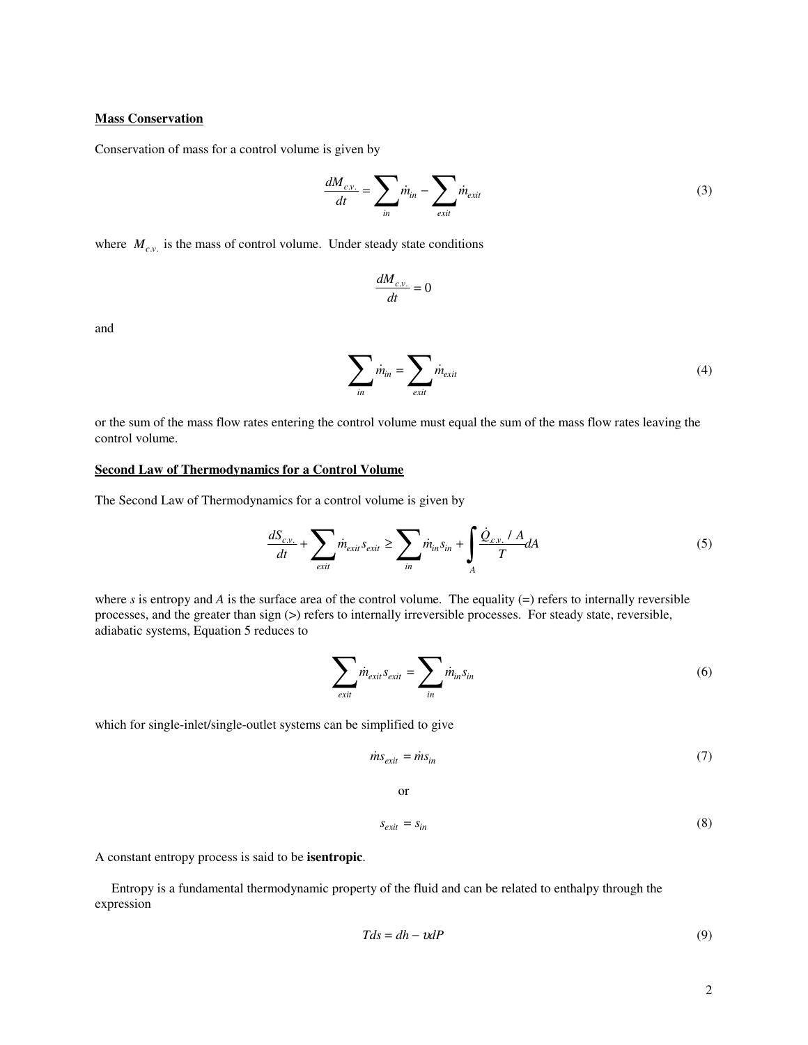**Mass Conservation**

Conservation of mass for a control volume is given by

$$\frac{dM_{c.v.}}{dt} = \sum_{in} \dot{m}_{in} - \sum_{exit} \dot{m}_{exit} \tag{3}$$

where $M_{c.v.}$ is the mass of control volume. Under steady state conditions

$$\frac{dM_{c.v.}}{dt} = 0$$

and

$$\sum_{in} \dot{m}_{in} = \sum_{exit} \dot{m}_{exit} \tag{4}$$

or the sum of the mass flow rates entering the control volume must equal the sum of the mass flow rates leaving the control volume.

**Second Law of Thermodynamics for a Control Volume**

The Second Law of Thermodynamics for a control volume is given by

$$\frac{dS_{c.v.}}{dt} + \sum_{exit} \dot{m}_{exit} s_{exit} \geq \sum_{in} \dot{m}_{in} s_{in} + \int_{A} \frac{\dot{Q}_{c.v.} / A}{T} dA \tag{5}$$

where $s$ is entropy and $A$ is the surface area of the control volume. The equality (=) refers to internally reversible processes, and the greater than sign (>) refers to internally irreversible processes. For steady state, reversible, adiabatic systems, Equation 5 reduces to

$$\sum_{exit} \dot{m}_{exit} s_{exit} = \sum_{in} \dot{m}_{in} s_{in} \tag{6}$$

which for single-inlet/single-outlet systems can be simplified to give

$$\dot{m} s_{exit} = \dot{m} s_{in} \tag{7}$$

or

$$s_{exit} = s_{in} \tag{8}$$

A constant entropy process is said to be **isentropic**.

Entropy is a fundamental thermodynamic property of the fluid and can be related to enthalpy through the expression

$$T ds = dh - \upsilon dP \tag{9}$$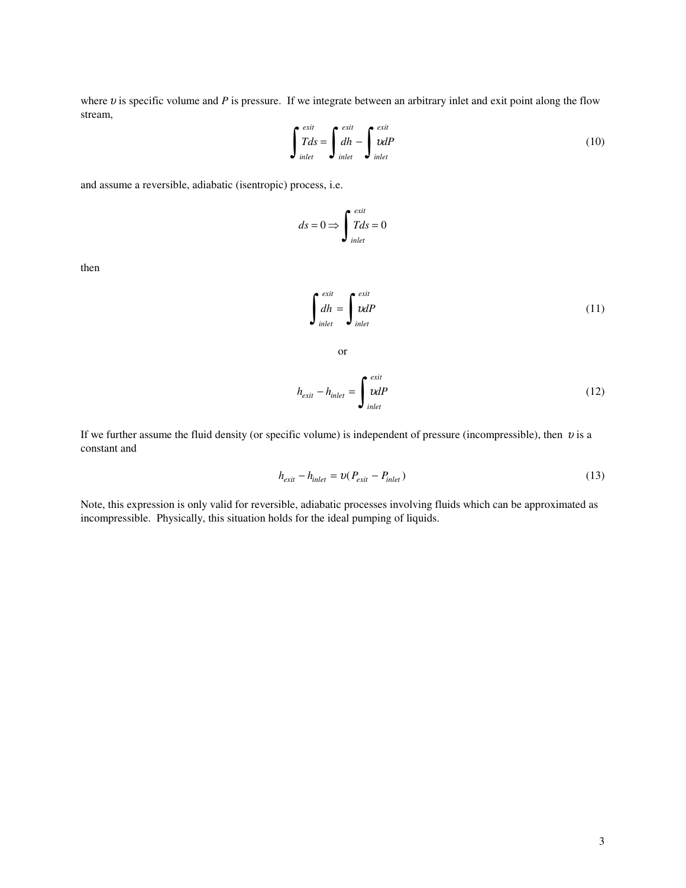where $\upsilon$ is specific volume and $P$ is pressure. If we integrate between an arbitrary inlet and exit point along the flow stream,

$$\int_{inlet}^{exit} Tds = \int_{inlet}^{exit} dh - \int_{inlet}^{exit} \upsilon dP \tag{10}$$

and assume a reversible, adiabatic (isentropic) process, i.e.

$$ds = 0 \Rightarrow \int_{inlet}^{exit} Tds = 0$$

then

$$\int_{inlet}^{exit} dh = \int_{inlet}^{exit} \upsilon dP \tag{11}$$

or

$$h_{exit} - h_{inlet} = \int_{inlet}^{exit} \upsilon dP \tag{12}$$

If we further assume the fluid density (or specific volume) is independent of pressure (incompressible), then $\upsilon$ is a constant and

$$h_{exit} - h_{inlet} = \upsilon(P_{exit} - P_{inlet}) \tag{13}$$

Note, this expression is only valid for reversible, adiabatic processes involving fluids which can be approximated as incompressible. Physically, this situation holds for the ideal pumping of liquids.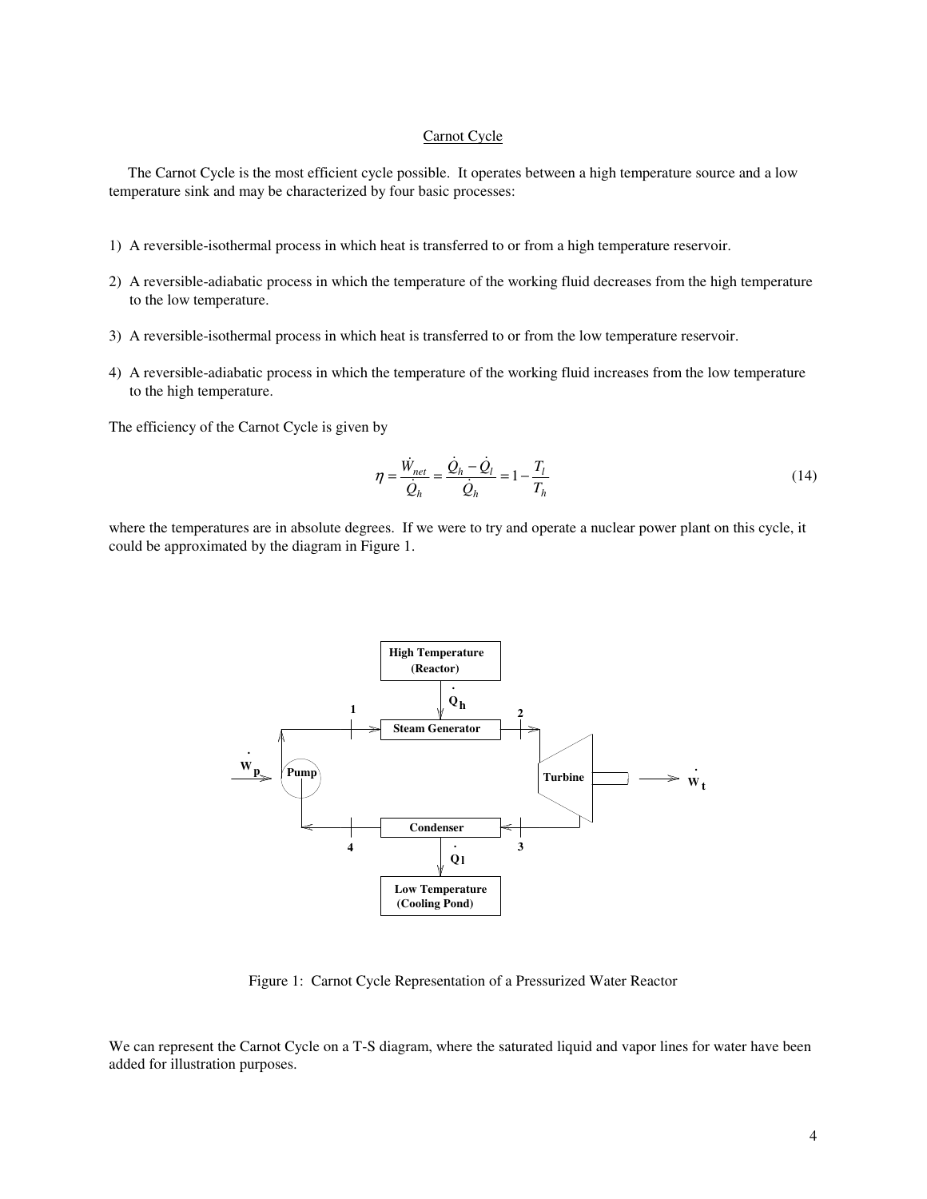## Carnot Cycle

The Carnot Cycle is the most efficient cycle possible. It operates between a high temperature source and a low temperature sink and may be characterized by four basic processes:

1) A reversible-isothermal process in which heat is transferred to or from a high temperature reservoir.
2) A reversible-adiabatic process in which the temperature of the working fluid decreases from the high temperature to the low temperature.
3) A reversible-isothermal process in which heat is transferred to or from the low temperature reservoir.
4) A reversible-adiabatic process in which the temperature of the working fluid increases from the low temperature to the high temperature.

The efficiency of the Carnot Cycle is given by

$$\eta = \frac{\dot{W}_{net}}{\dot{Q}_h} = \frac{\dot{Q}_h - \dot{Q}_l}{\dot{Q}_h} = 1 - \frac{T_l}{T_h} \tag{14}$$

where the temperatures are in absolute degrees. If we were to try and operate a nuclear power plant on this cycle, it could be approximated by the diagram in Figure 1.

Figure 1: Carnot Cycle Representation of a Pressurized Water Reactor

We can represent the Carnot Cycle on a T-S diagram, where the saturated liquid and vapor lines for water have been added for illustration purposes.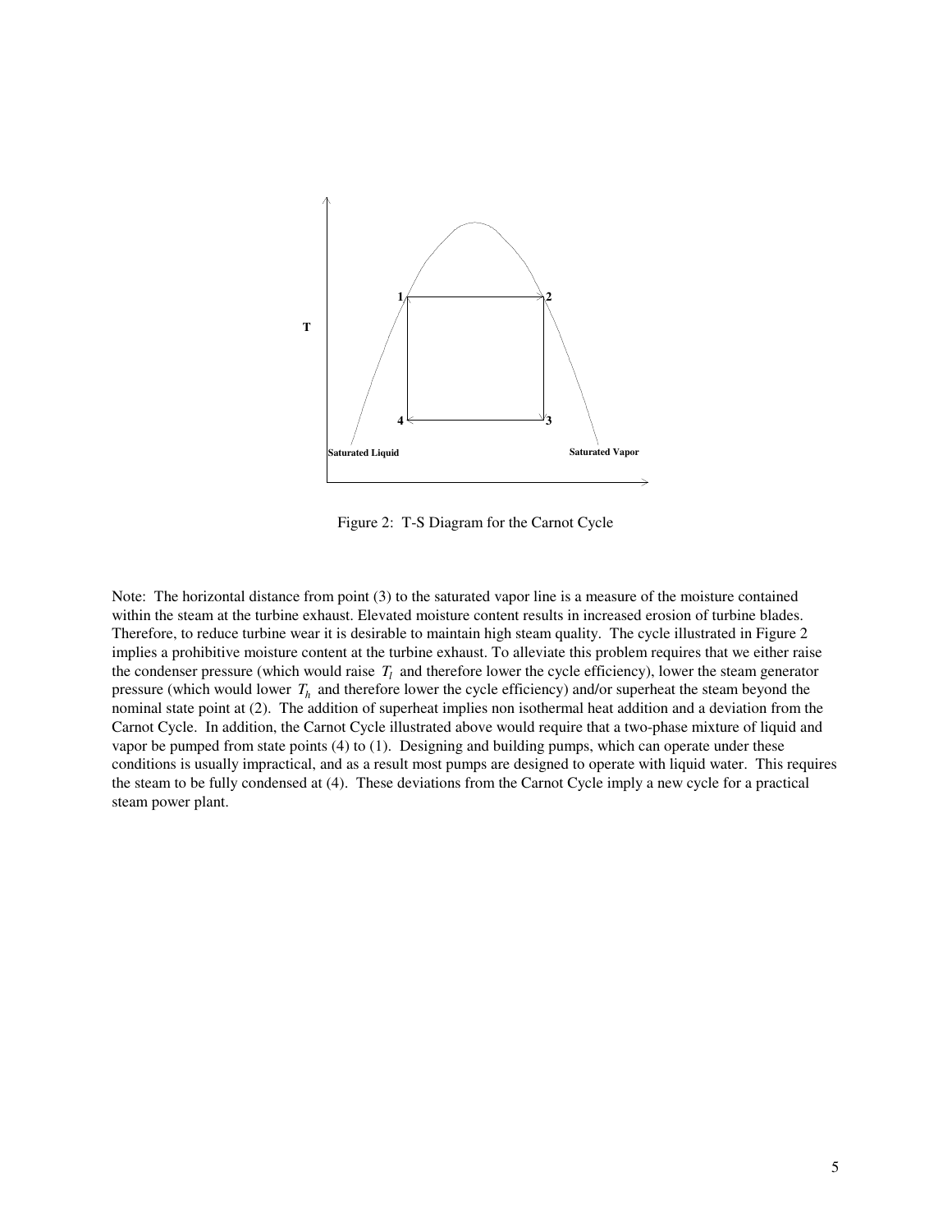Figure 2: T-S Diagram for the Carnot Cycle

Note: The horizontal distance from point (3) to the saturated vapor line is a measure of the moisture contained within the steam at the turbine exhaust. Elevated moisture content results in increased erosion of turbine blades. Therefore, to reduce turbine wear it is desirable to maintain high steam quality. The cycle illustrated in Figure 2 implies a prohibitive moisture content at the turbine exhaust. To alleviate this problem requires that we either raise the condenser pressure (which would raise $T_l$ and therefore lower the cycle efficiency), lower the steam generator pressure (which would lower $T_h$ and therefore lower the cycle efficiency) and/or superheat the steam beyond the nominal state point at (2). The addition of superheat implies non isothermal heat addition and a deviation from the Carnot Cycle. In addition, the Carnot Cycle illustrated above would require that a two-phase mixture of liquid and vapor be pumped from state points (4) to (1). Designing and building pumps, which can operate under these conditions is usually impractical, and as a result most pumps are designed to operate with liquid water. This requires the steam to be fully condensed at (4). These deviations from the Carnot Cycle imply a new cycle for a practical steam power plant.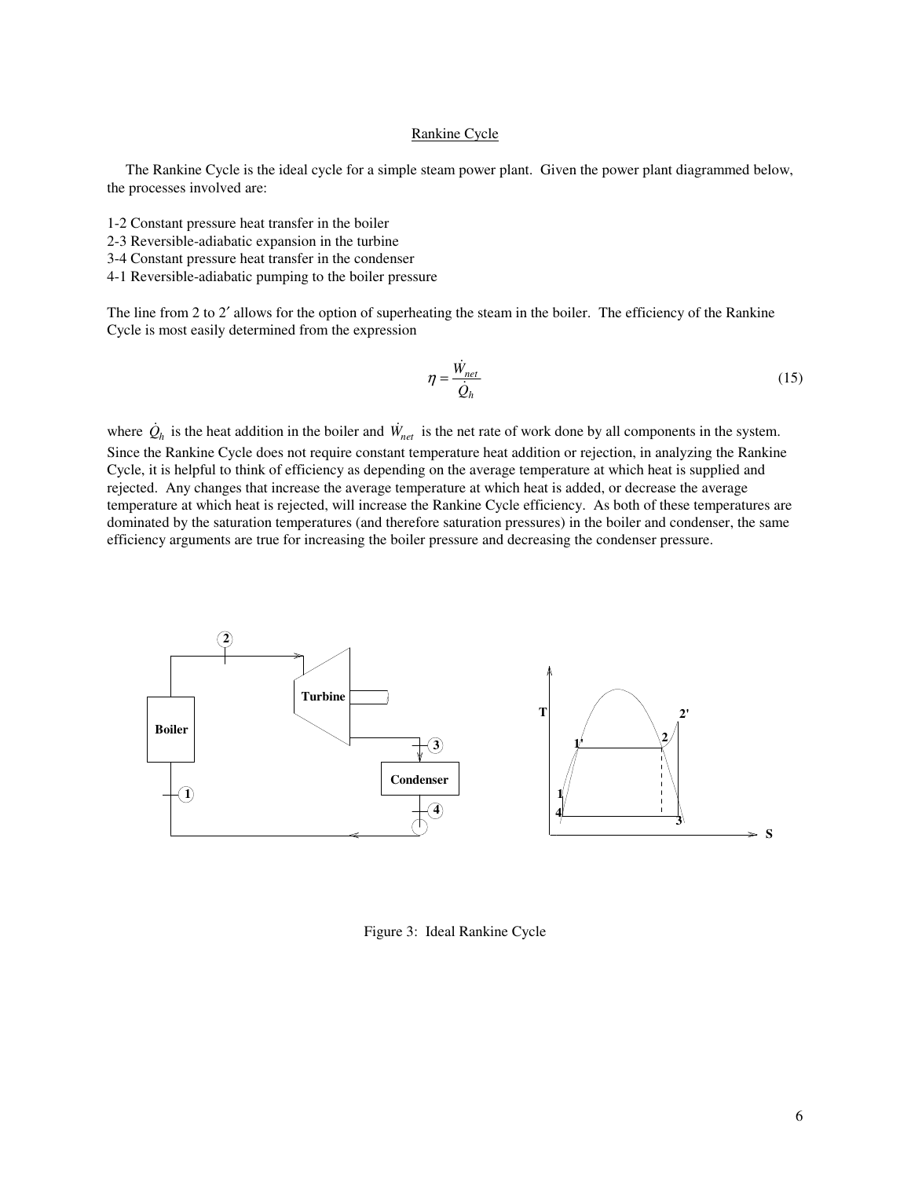# Rankine Cycle

The Rankine Cycle is the ideal cycle for a simple steam power plant. Given the power plant diagrammed below, the processes involved are:

1-2 Constant pressure heat transfer in the boiler
2-3 Reversible-adiabatic expansion in the turbine
3-4 Constant pressure heat transfer in the condenser
4-1 Reversible-adiabatic pumping to the boiler pressure

The line from 2 to 2′ allows for the option of superheating the steam in the boiler. The efficiency of the Rankine Cycle is most easily determined from the expression

$$\eta = \frac{\dot{W}_{net}}{\dot{Q}_h} \tag{15}$$

where $\dot{Q}_h$ is the heat addition in the boiler and $\dot{W}_{net}$ is the net rate of work done by all components in the system. Since the Rankine Cycle does not require constant temperature heat addition or rejection, in analyzing the Rankine Cycle, it is helpful to think of efficiency as depending on the average temperature at which heat is supplied and rejected. Any changes that increase the average temperature at which heat is added, or decrease the average temperature at which heat is rejected, will increase the Rankine Cycle efficiency. As both of these temperatures are dominated by the saturation temperatures (and therefore saturation pressures) in the boiler and condenser, the same efficiency arguments are true for increasing the boiler pressure and decreasing the condenser pressure.

Figure 3: Ideal Rankine Cycle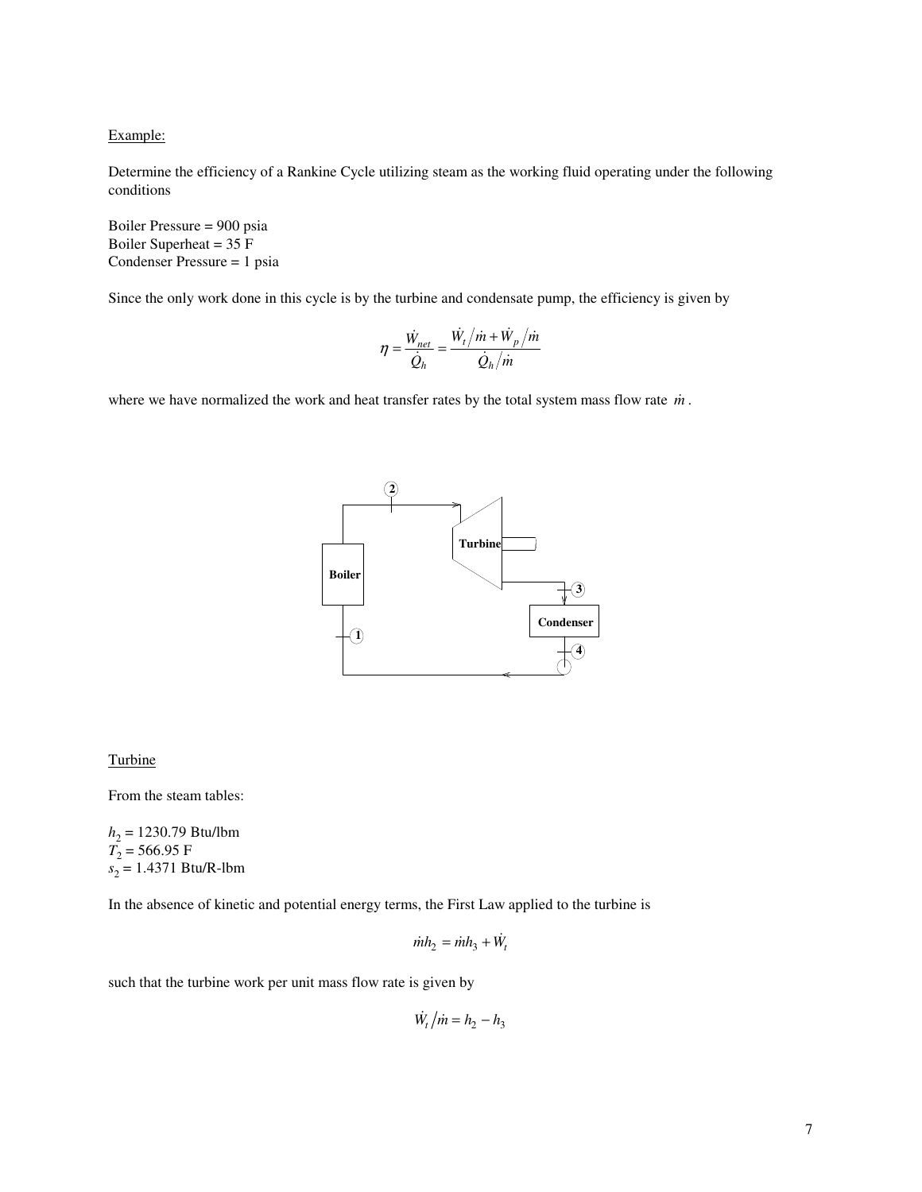Example:

Determine the efficiency of a Rankine Cycle utilizing steam as the working fluid operating under the following conditions

Boiler Pressure = 900 psia
Boiler Superheat = 35 F
Condenser Pressure = 1 psia

Since the only work done in this cycle is by the turbine and condensate pump, the efficiency is given by

$$\eta = \frac{\dot{W}_{net}}{\dot{Q}_h} = \frac{\dot{W}_t/\dot{m} + \dot{W}_p/\dot{m}}{\dot{Q}_h/\dot{m}}$$

where we have normalized the work and heat transfer rates by the total system mass flow rate $\dot{m}$.

Turbine

From the steam tables:

$h_2$ = 1230.79 Btu/lbm
$T_2$ = 566.95 F
$s_2$ = 1.4371 Btu/R-lbm

In the absence of kinetic and potential energy terms, the First Law applied to the turbine is

$$\dot{m}h_2 = \dot{m}h_3 + \dot{W}_t$$

such that the turbine work per unit mass flow rate is given by

$$\dot{W}_t/\dot{m} = h_2 - h_3$$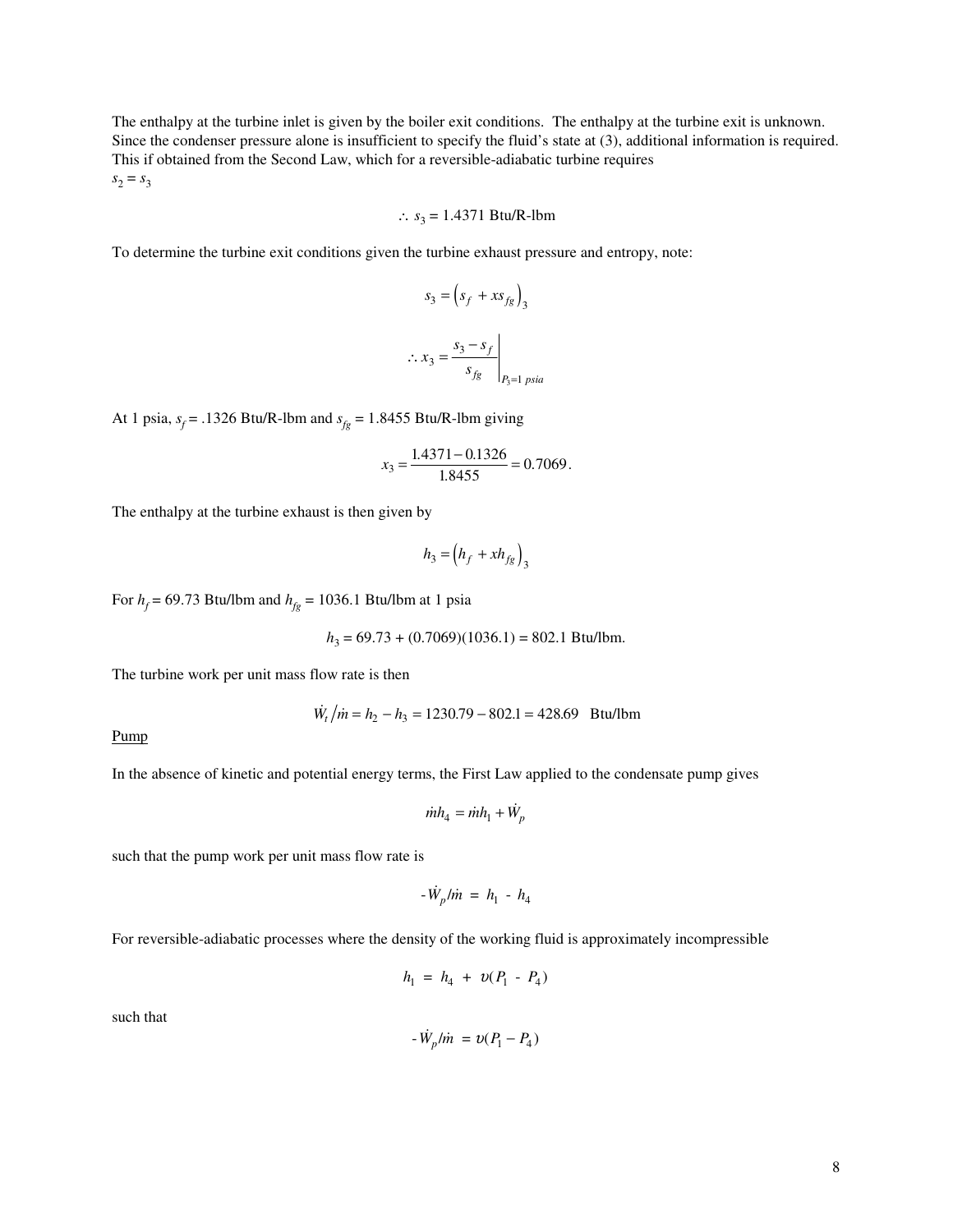The enthalpy at the turbine inlet is given by the boiler exit conditions. The enthalpy at the turbine exit is unknown. Since the condenser pressure alone is insufficient to specify the fluid's state at (3), additional information is required. This if obtained from the Second Law, which for a reversible-adiabatic turbine requires
$s_2 = s_3$

$$\therefore\ s_3 = 1.4371 \text{ Btu/R-lbm}$$

To determine the turbine exit conditions given the turbine exhaust pressure and entropy, note:

$$s_3 = \left(s_f + x s_{fg}\right)_3$$

$$\therefore\ x_3 = \left.\frac{s_3 - s_f}{s_{fg}}\right|_{P_3 = 1\ psia}$$

At 1 psia, $s_f = .1326$ Btu/R-lbm and $s_{fg} = 1.8455$ Btu/R-lbm giving

$$x_3 = \frac{1.4371 - 0.1326}{1.8455} = 0.7069.$$

The enthalpy at the turbine exhaust is then given by

$$h_3 = \left(h_f + x h_{fg}\right)_3$$

For $h_f = 69.73$ Btu/lbm and $h_{fg} = 1036.1$ Btu/lbm at 1 psia

$$h_3 = 69.73 + (0.7069)(1036.1) = 802.1 \text{ Btu/lbm.}$$

The turbine work per unit mass flow rate is then

$$\dot{W}_t / \dot{m} = h_2 - h_3 = 1230.79 - 802.1 = 428.69 \quad \text{Btu/lbm}$$

Pump

In the absence of kinetic and potential energy terms, the First Law applied to the condensate pump gives

$$\dot{m} h_4 = \dot{m} h_1 + \dot{W}_p$$

such that the pump work per unit mass flow rate is

$$-\dot{W}_p / \dot{m} = h_1 - h_4$$

For reversible-adiabatic processes where the density of the working fluid is approximately incompressible

$$h_1 = h_4 + \upsilon (P_1 - P_4)$$

such that

$$-\dot{W}_p / \dot{m} = \upsilon (P_1 - P_4)$$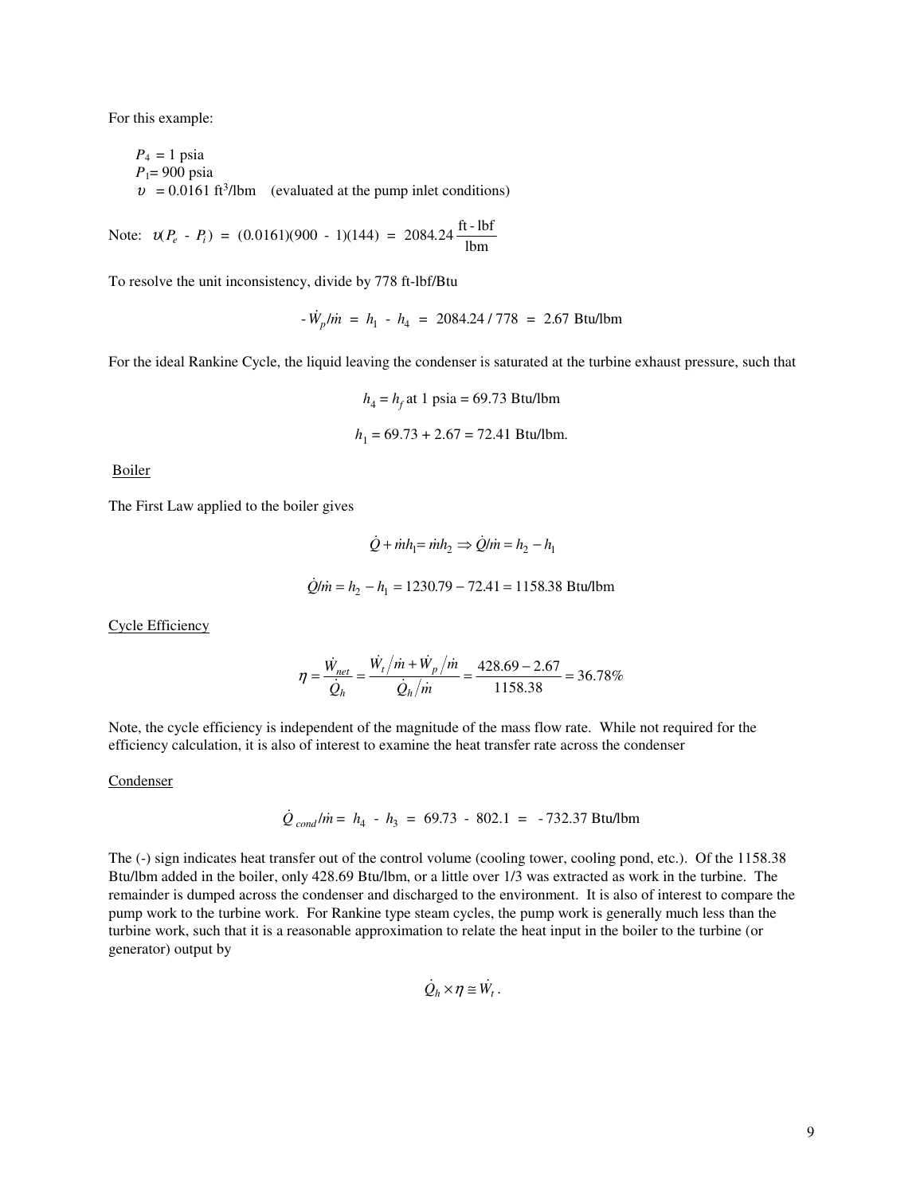For this example:

$P_4$ = 1 psia
$P_1$= 900 psia
$\upsilon$ = 0.0161 ft$^3$/lbm (evaluated at the pump inlet conditions)

Note: $\upsilon(P_e - P_i) = (0.0161)(900 - 1)(144) = 2084.24 \frac{\text{ft - lbf}}{\text{lbm}}$

To resolve the unit inconsistency, divide by 778 ft-lbf/Btu

$$-\dot{W}_p/\dot{m} = h_1 - h_4 = 2084.24 / 778 = 2.67 \text{ Btu/lbm}$$

For the ideal Rankine Cycle, the liquid leaving the condenser is saturated at the turbine exhaust pressure, such that

$$h_4 = h_f \text{ at 1 psia} = 69.73 \text{ Btu/lbm}$$

$$h_1 = 69.73 + 2.67 = 72.41 \text{ Btu/lbm.}$$

Boiler

The First Law applied to the boiler gives

$$\dot{Q} + \dot{m}h_1 = \dot{m}h_2 \Rightarrow \dot{Q}/\dot{m} = h_2 - h_1$$

$$\dot{Q}/\dot{m} = h_2 - h_1 = 1230.79 - 72.41 = 1158.38 \text{ Btu/lbm}$$

Cycle Efficiency

$$\eta = \frac{\dot{W}_{net}}{\dot{Q}_h} = \frac{\dot{W}_t/\dot{m} + \dot{W}_p/\dot{m}}{\dot{Q}_h/\dot{m}} = \frac{428.69 - 2.67}{1158.38} = 36.78\%$$

Note, the cycle efficiency is independent of the magnitude of the mass flow rate. While not required for the efficiency calculation, it is also of interest to examine the heat transfer rate across the condenser

Condenser

$$\dot{Q}_{cond}/\dot{m} = h_4 - h_3 = 69.73 - 802.1 = -732.37 \text{ Btu/lbm}$$

The (-) sign indicates heat transfer out of the control volume (cooling tower, cooling pond, etc.). Of the 1158.38 Btu/lbm added in the boiler, only 428.69 Btu/lbm, or a little over 1/3 was extracted as work in the turbine. The remainder is dumped across the condenser and discharged to the environment. It is also of interest to compare the pump work to the turbine work. For Rankine type steam cycles, the pump work is generally much less than the turbine work, such that it is a reasonable approximation to relate the heat input in the boiler to the turbine (or generator) output by

$$\dot{Q}_h \times \eta \cong \dot{W}_t \, .$$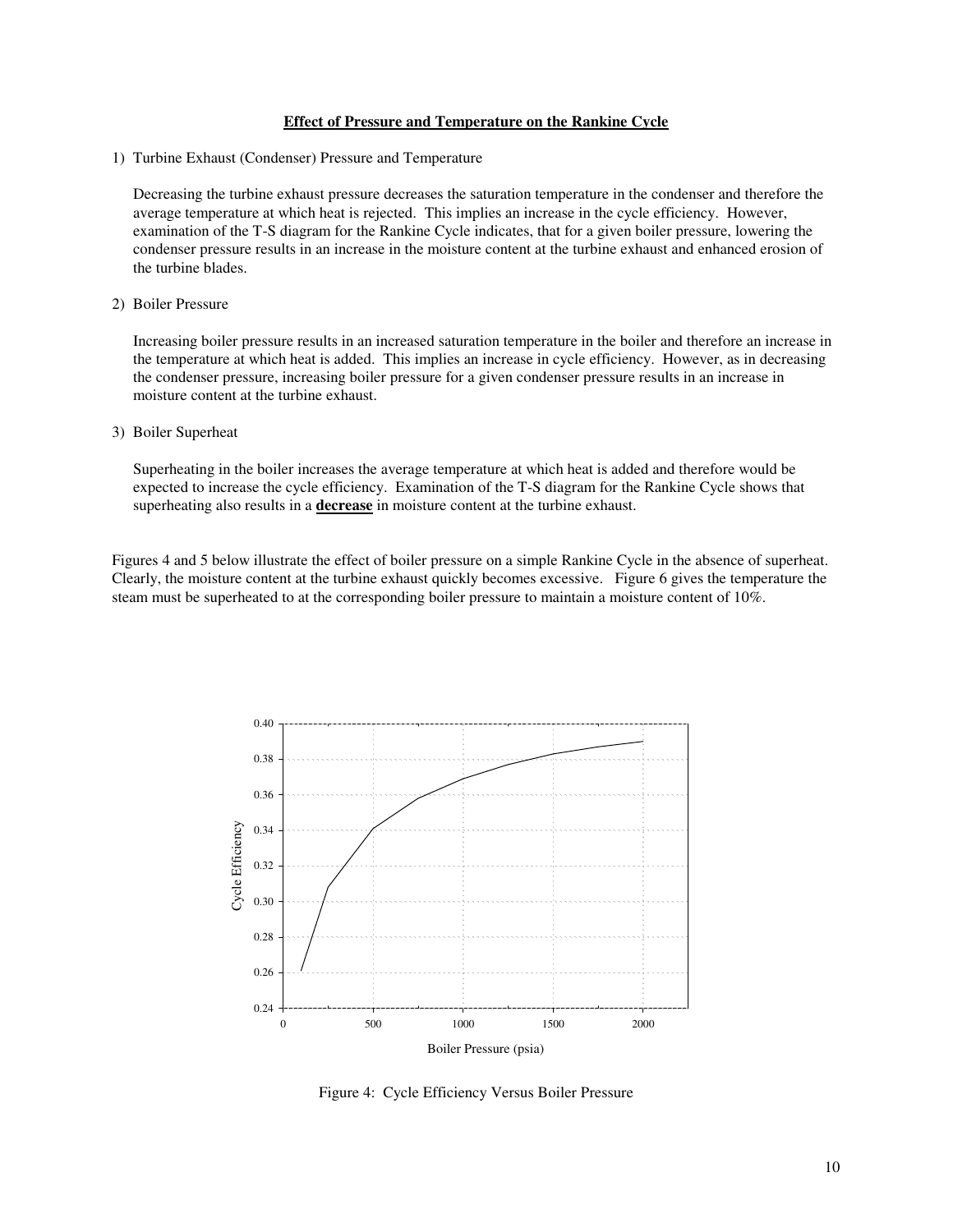## Effect of Pressure and Temperature on the Rankine Cycle

1) Turbine Exhaust (Condenser) Pressure and Temperature

   Decreasing the turbine exhaust pressure decreases the saturation temperature in the condenser and therefore the average temperature at which heat is rejected. This implies an increase in the cycle efficiency. However, examination of the T-S diagram for the Rankine Cycle indicates, that for a given boiler pressure, lowering the condenser pressure results in an increase in the moisture content at the turbine exhaust and enhanced erosion of the turbine blades.

2) Boiler Pressure

   Increasing boiler pressure results in an increased saturation temperature in the boiler and therefore an increase in the temperature at which heat is added. This implies an increase in cycle efficiency. However, as in decreasing the condenser pressure, increasing boiler pressure for a given condenser pressure results in an increase in moisture content at the turbine exhaust.

3) Boiler Superheat

   Superheating in the boiler increases the average temperature at which heat is added and therefore would be expected to increase the cycle efficiency. Examination of the T-S diagram for the Rankine Cycle shows that superheating also results in a **decrease** in moisture content at the turbine exhaust.

Figures 4 and 5 below illustrate the effect of boiler pressure on a simple Rankine Cycle in the absence of superheat. Clearly, the moisture content at the turbine exhaust quickly becomes excessive. Figure 6 gives the temperature the steam must be superheated to at the corresponding boiler pressure to maintain a moisture content of 10%.

Figure 4: Cycle Efficiency Versus Boiler Pressure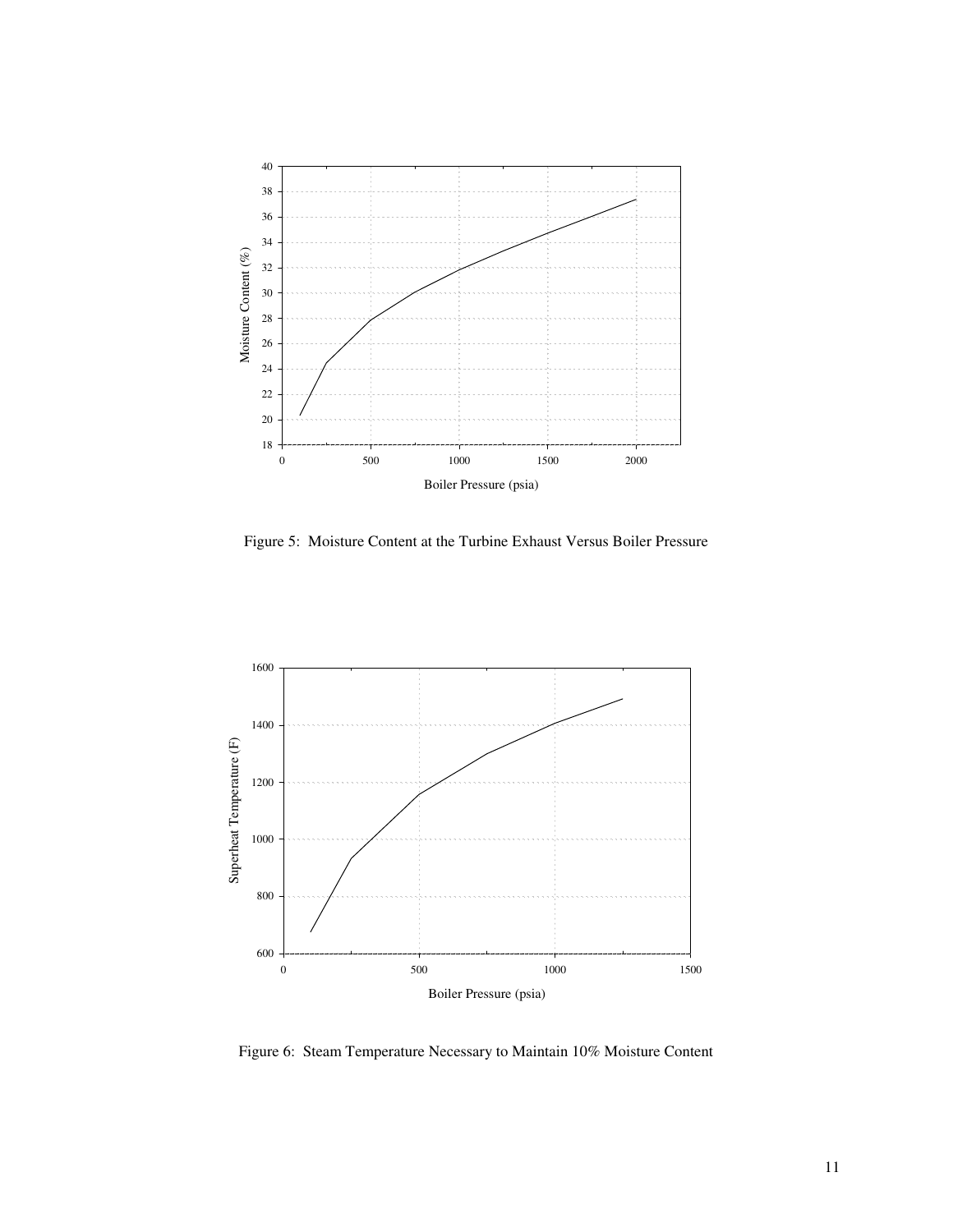Figure 5: Moisture Content at the Turbine Exhaust Versus Boiler Pressure

Figure 6: Steam Temperature Necessary to Maintain 10% Moisture Content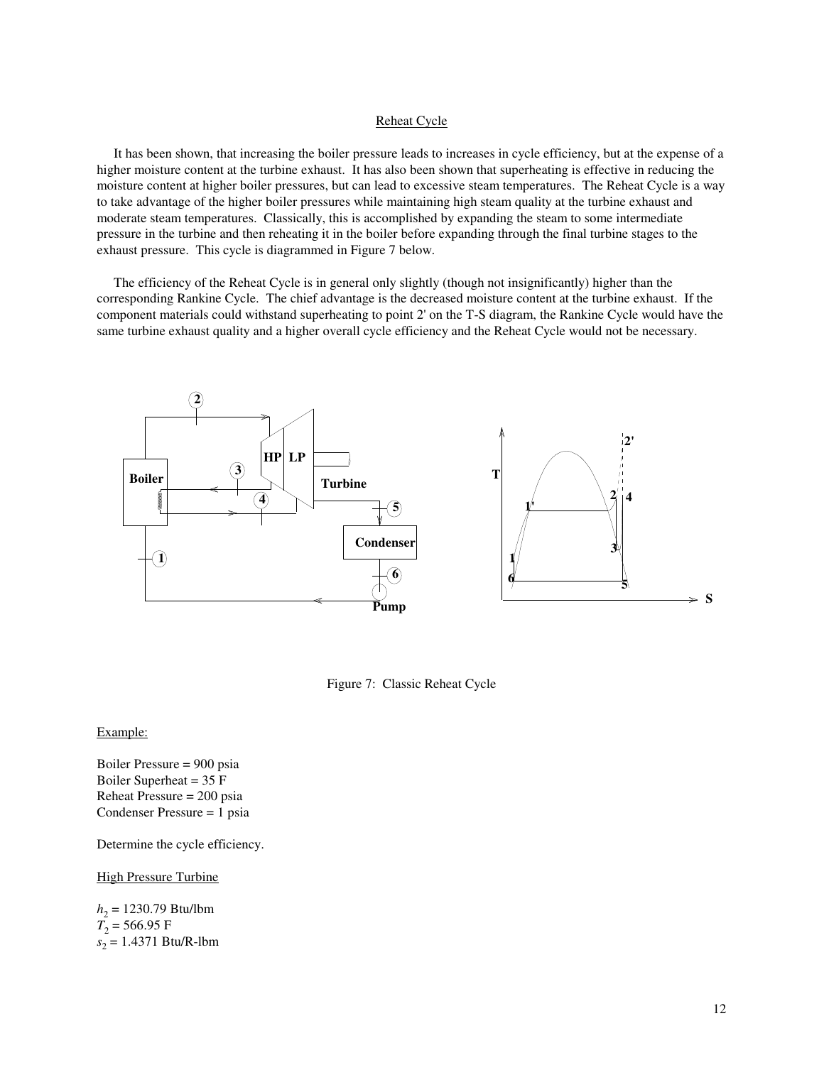## Reheat Cycle

It has been shown, that increasing the boiler pressure leads to increases in cycle efficiency, but at the expense of a higher moisture content at the turbine exhaust. It has also been shown that superheating is effective in reducing the moisture content at higher boiler pressures, but can lead to excessive steam temperatures. The Reheat Cycle is a way to take advantage of the higher boiler pressures while maintaining high steam quality at the turbine exhaust and moderate steam temperatures. Classically, this is accomplished by expanding the steam to some intermediate pressure in the turbine and then reheating it in the boiler before expanding through the final turbine stages to the exhaust pressure. This cycle is diagrammed in Figure 7 below.

The efficiency of the Reheat Cycle is in general only slightly (though not insignificantly) higher than the corresponding Rankine Cycle. The chief advantage is the decreased moisture content at the turbine exhaust. If the component materials could withstand superheating to point 2' on the T-S diagram, the Rankine Cycle would have the same turbine exhaust quality and a higher overall cycle efficiency and the Reheat Cycle would not be necessary.

Figure 7: Classic Reheat Cycle

Example:

Boiler Pressure = 900 psia
Boiler Superheat = 35 F
Reheat Pressure = 200 psia
Condenser Pressure = 1 psia

Determine the cycle efficiency.

High Pressure Turbine

$h_2$ = 1230.79 Btu/lbm
$T_2$ = 566.95 F
$s_2$ = 1.4371 Btu/R-lbm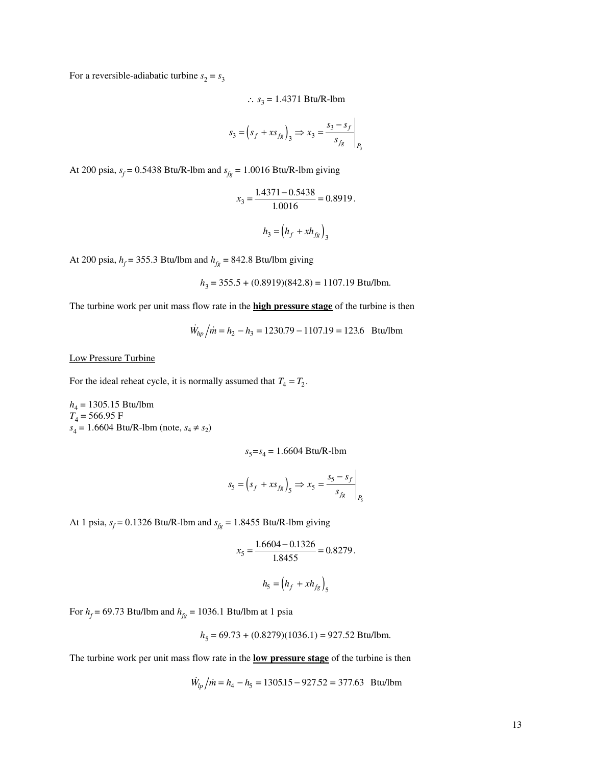For a reversible-adiabatic turbine $s_2 = s_3$

$$\therefore\ s_3 = 1.4371 \text{ Btu/R-lbm}$$

$$s_3 = \left(s_f + x s_{fg}\right)_3 \Rightarrow x_3 = \left.\frac{s_3 - s_f}{s_{fg}}\right|_{P_3}$$

At 200 psia, $s_f = 0.5438$ Btu/R-lbm and $s_{fg} = 1.0016$ Btu/R-lbm giving

$$x_3 = \frac{1.4371 - 0.5438}{1.0016} = 0.8919\,.$$

$$h_3 = \left(h_f + x h_{fg}\right)_3$$

At 200 psia, $h_f = 355.3$ Btu/lbm and $h_{fg} = 842.8$ Btu/lbm giving

$$h_3 = 355.5 + (0.8919)(842.8) = 1107.19 \text{ Btu/lbm.}$$

The turbine work per unit mass flow rate in the **high pressure stage** of the turbine is then

$$\dot{W}_{hp}\big/\dot{m} = h_2 - h_3 = 1230.79 - 1107.19 = 123.6 \quad \text{Btu/lbm}$$

Low Pressure Turbine

For the ideal reheat cycle, it is normally assumed that $T_4 = T_2$.

$h_4 = 1305.15$ Btu/lbm
$T_4 = 566.95$ F
$s_4 = 1.6604$ Btu/R-lbm (note, $s_4 \neq s_2$)

$$s_5 = s_4 = 1.6604 \text{ Btu/R-lbm}$$

$$s_5 = \left(s_f + x s_{fg}\right)_5 \Rightarrow x_5 = \left.\frac{s_5 - s_f}{s_{fg}}\right|_{P_5}$$

At 1 psia, $s_f = 0.1326$ Btu/R-lbm and $s_{fg} = 1.8455$ Btu/R-lbm giving

$$x_5 = \frac{1.6604 - 0.1326}{1.8455} = 0.8279\,.$$

$$h_5 = \left(h_f + x h_{fg}\right)_5$$

For $h_f = 69.73$ Btu/lbm and $h_{fg} = 1036.1$ Btu/lbm at 1 psia

$$h_5 = 69.73 + (0.8279)(1036.1) = 927.52 \text{ Btu/lbm.}$$

The turbine work per unit mass flow rate in the **low pressure stage** of the turbine is then

$$\dot{W}_{lp}\big/\dot{m} = h_4 - h_5 = 1305.15 - 927.52 = 377.63 \quad \text{Btu/lbm}$$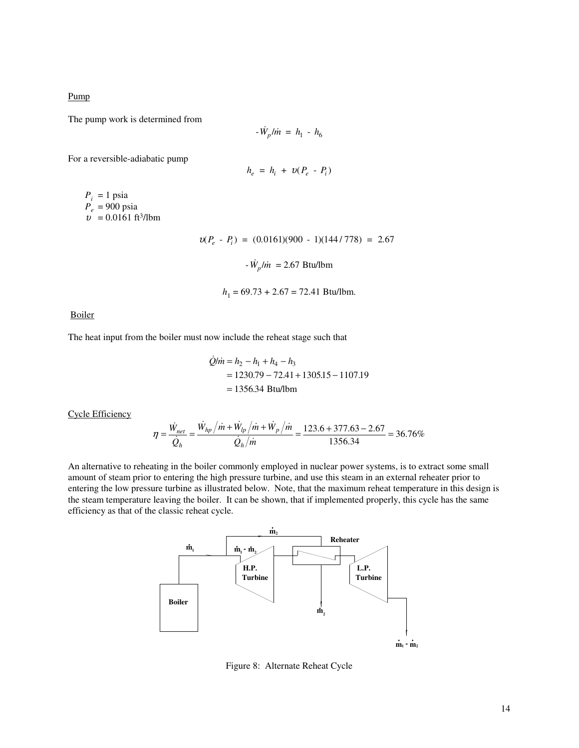Pump

The pump work is determined from

$$-\dot{W}_p/\dot{m} = h_1 - h_6$$

For a reversible-adiabatic pump

$$h_e = h_i + \upsilon(P_e - P_i)$$

$P_i$ = 1 psia
$P_e$ = 900 psia
$\upsilon$ = 0.0161 ft$^3$/lbm

$$\upsilon(P_e - P_i) = (0.0161)(900 - 1)(144/778) = 2.67$$

$$-\dot{W}_p/\dot{m} = 2.67 \text{ Btu/lbm}$$

$$h_1 = 69.73 + 2.67 = 72.41 \text{ Btu/lbm.}$$

Boiler

The heat input from the boiler must now include the reheat stage such that

$$\begin{aligned}\dot{Q}/\dot{m} &= h_2 - h_1 + h_4 - h_3 \\ &= 1230.79 - 72.41 + 1305.15 - 1107.19 \\ &= 1356.34 \text{ Btu/lbm}\end{aligned}$$

Cycle Efficiency

$$\eta = \frac{\dot{W}_{net}}{\dot{Q}_h} = \frac{\dot{W}_{hp}/\dot{m} + \dot{W}_{lp}/\dot{m} + \dot{W}_p/\dot{m}}{\dot{Q}_h/\dot{m}} = \frac{123.6 + 377.63 - 2.67}{1356.34} = 36.76\%$$

An alternative to reheating in the boiler commonly employed in nuclear power systems, is to extract some small amount of steam prior to entering the high pressure turbine, and use this steam in an external reheater prior to entering the low pressure turbine as illustrated below. Note, that the maximum reheat temperature in this design is the steam temperature leaving the boiler. It can be shown, that if implemented properly, this cycle has the same efficiency as that of the classic reheat cycle.

Figure 8: Alternate Reheat Cycle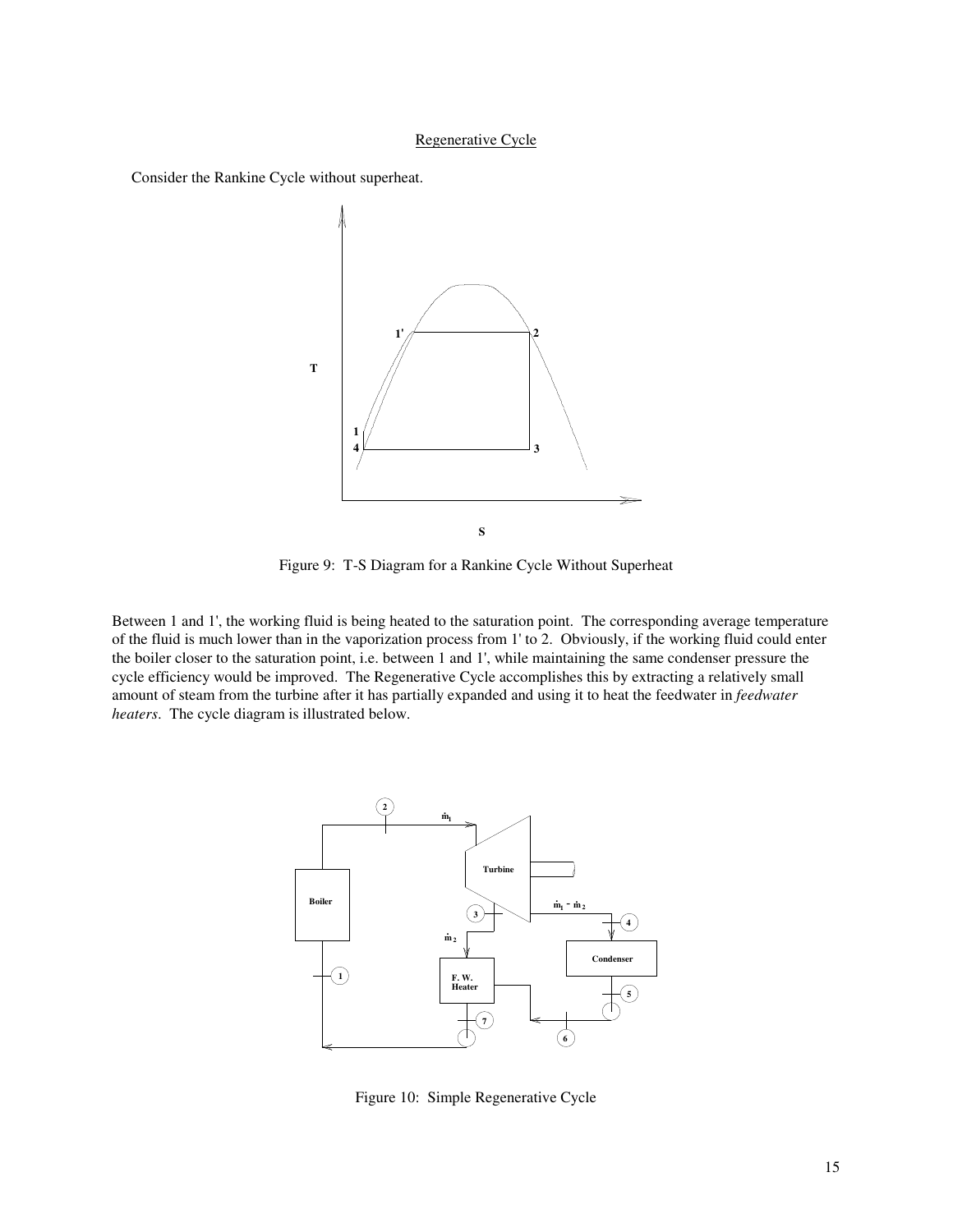## Regenerative Cycle

Consider the Rankine Cycle without superheat.

Figure 9: T-S Diagram for a Rankine Cycle Without Superheat

Between 1 and 1', the working fluid is being heated to the saturation point. The corresponding average temperature of the fluid is much lower than in the vaporization process from 1' to 2. Obviously, if the working fluid could enter the boiler closer to the saturation point, i.e. between 1 and 1', while maintaining the same condenser pressure the cycle efficiency would be improved. The Regenerative Cycle accomplishes this by extracting a relatively small amount of steam from the turbine after it has partially expanded and using it to heat the feedwater in *feedwater heaters*. The cycle diagram is illustrated below.

Figure 10: Simple Regenerative Cycle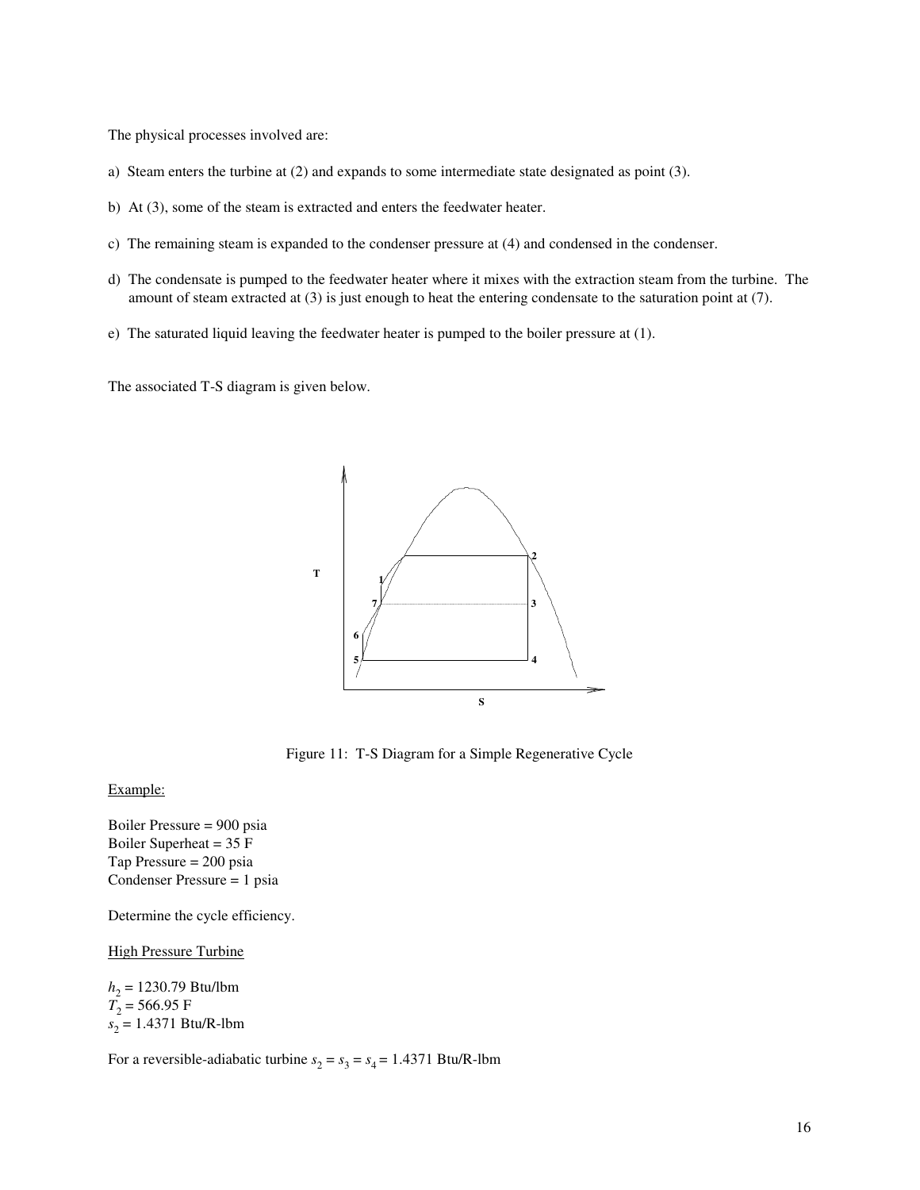The physical processes involved are:

a) Steam enters the turbine at (2) and expands to some intermediate state designated as point (3).

b) At (3), some of the steam is extracted and enters the feedwater heater.

c) The remaining steam is expanded to the condenser pressure at (4) and condensed in the condenser.

d) The condensate is pumped to the feedwater heater where it mixes with the extraction steam from the turbine. The amount of steam extracted at (3) is just enough to heat the entering condensate to the saturation point at (7).

e) The saturated liquid leaving the feedwater heater is pumped to the boiler pressure at (1).

The associated T-S diagram is given below.

Figure 11: T-S Diagram for a Simple Regenerative Cycle

Example:

Boiler Pressure = 900 psia
Boiler Superheat = 35 F
Tap Pressure = 200 psia
Condenser Pressure = 1 psia

Determine the cycle efficiency.

High Pressure Turbine

$h_2$ = 1230.79 Btu/lbm
$T_2$ = 566.95 F
$s_2$ = 1.4371 Btu/R-lbm

For a reversible-adiabatic turbine $s_2 = s_3 = s_4$ = 1.4371 Btu/R-lbm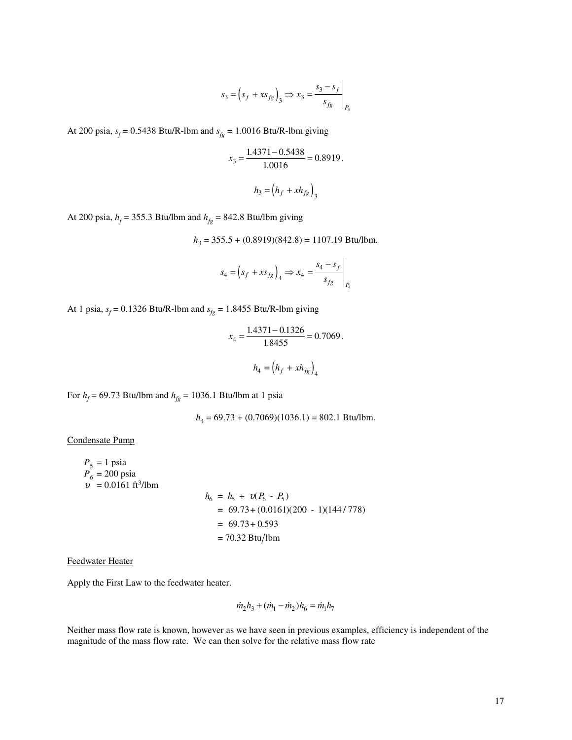$$s_3 = \left(s_f + xs_{fg}\right)_3 \Rightarrow x_3 = \left.\frac{s_3 - s_f}{s_{fg}}\right|_{P_3}$$

At 200 psia, $s_f$ = 0.5438 Btu/R-lbm and $s_{fg}$ = 1.0016 Btu/R-lbm giving

$$x_3 = \frac{1.4371 - 0.5438}{1.0016} = 0.8919.$$

$$h_3 = \left(h_f + xh_{fg}\right)_3$$

At 200 psia, $h_f$ = 355.3 Btu/lbm and $h_{fg}$ = 842.8 Btu/lbm giving

$$h_3 = 355.5 + (0.8919)(842.8) = 1107.19 \text{ Btu/lbm.}$$

$$s_4 = \left(s_f + xs_{fg}\right)_4 \Rightarrow x_4 = \left.\frac{s_4 - s_f}{s_{fg}}\right|_{P_4}$$

At 1 psia, $s_f$ = 0.1326 Btu/R-lbm and $s_{fg}$ = 1.8455 Btu/R-lbm giving

$$x_4 = \frac{1.4371 - 0.1326}{1.8455} = 0.7069.$$

$$h_4 = \left(h_f + xh_{fg}\right)_4$$

For $h_f$ = 69.73 Btu/lbm and $h_{fg}$ = 1036.1 Btu/lbm at 1 psia

$$h_4 = 69.73 + (0.7069)(1036.1) = 802.1 \text{ Btu/lbm.}$$

Condensate Pump

$P_5$ = 1 psia
$P_6$ = 200 psia
$\upsilon$ = 0.0161 ft$^3$/lbm

$$\begin{aligned} h_6 &= h_5 + \upsilon(P_6 - P_5) \\ &= 69.73 + (0.0161)(200 - 1)(144/778) \\ &= 69.73 + 0.593 \\ &= 70.32 \text{ Btu/lbm} \end{aligned}$$

Feedwater Heater

Apply the First Law to the feedwater heater.

$$\dot{m}_2 h_3 + (\dot{m}_1 - \dot{m}_2) h_6 = \dot{m}_1 h_7$$

Neither mass flow rate is known, however as we have seen in previous examples, efficiency is independent of the magnitude of the mass flow rate. We can then solve for the relative mass flow rate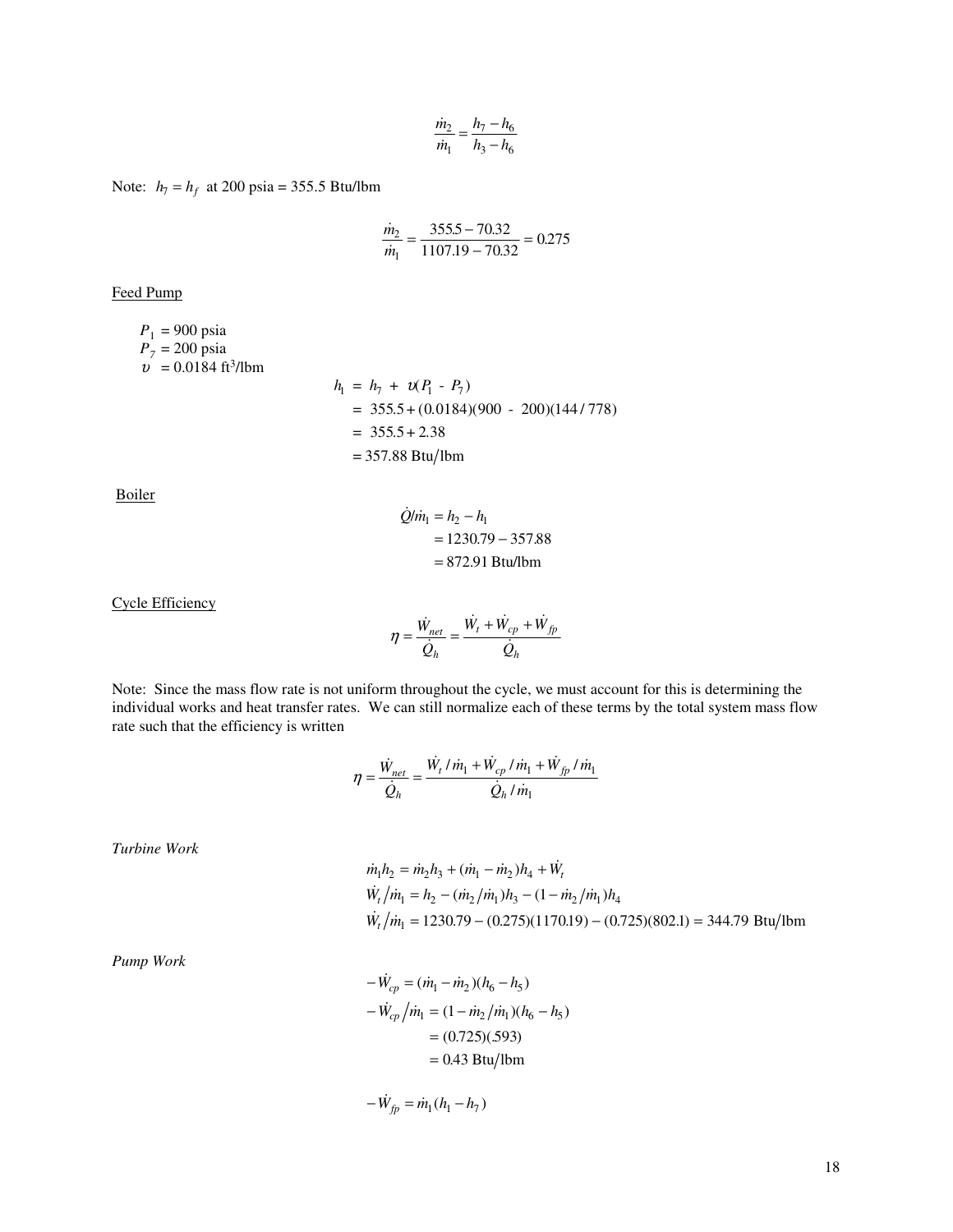$$\frac{\dot{m}_2}{\dot{m}_1} = \frac{h_7 - h_6}{h_3 - h_6}$$

Note: $h_7 = h_f$ at 200 psia = 355.5 Btu/lbm

$$\frac{\dot{m}_2}{\dot{m}_1} = \frac{355.5 - 70.32}{1107.19 - 70.32} = 0.275$$

Feed Pump

$P_1$ = 900 psia
$P_7$ = 200 psia
$\upsilon$ = 0.0184 ft$^3$/lbm

$$\begin{aligned} h_1 &= h_7 + \upsilon(P_1 - P_7) \\ &= 355.5 + (0.0184)(900 - 200)(144/778) \\ &= 355.5 + 2.38 \\ &= 357.88 \text{ Btu/lbm} \end{aligned}$$

Boiler

$$\begin{aligned} \dot{Q}/\dot{m}_1 &= h_2 - h_1 \\ &= 1230.79 - 357.88 \\ &= 872.91 \text{ Btu/lbm} \end{aligned}$$

Cycle Efficiency

$$\eta = \frac{\dot{W}_{net}}{\dot{Q}_h} = \frac{\dot{W}_t + \dot{W}_{cp} + \dot{W}_{fp}}{\dot{Q}_h}$$

Note: Since the mass flow rate is not uniform throughout the cycle, we must account for this is determining the individual works and heat transfer rates. We can still normalize each of these terms by the total system mass flow rate such that the efficiency is written

$$\eta = \frac{\dot{W}_{net}}{\dot{Q}_h} = \frac{\dot{W}_t/\dot{m}_1 + \dot{W}_{cp}/\dot{m}_1 + \dot{W}_{fp}/\dot{m}_1}{\dot{Q}_h/\dot{m}_1}$$

*Turbine Work*

$$\begin{aligned} &\dot{m}_1 h_2 = \dot{m}_2 h_3 + (\dot{m}_1 - \dot{m}_2) h_4 + \dot{W}_t \\ &\dot{W}_t/\dot{m}_1 = h_2 - (\dot{m}_2/\dot{m}_1) h_3 - (1 - \dot{m}_2/\dot{m}_1) h_4 \\ &\dot{W}_t/\dot{m}_1 = 1230.79 - (0.275)(1170.19) - (0.725)(802.1) = 344.79 \text{ Btu/lbm} \end{aligned}$$

*Pump Work*

$$\begin{aligned} -\dot{W}_{cp} &= (\dot{m}_1 - \dot{m}_2)(h_6 - h_5) \\ -\dot{W}_{cp}/\dot{m}_1 &= (1 - \dot{m}_2/\dot{m}_1)(h_6 - h_5) \\ &= (0.725)(.593) \\ &= 0.43 \text{ Btu/lbm} \end{aligned}$$

$$-\dot{W}_{fp} = \dot{m}_1 (h_1 - h_7)$$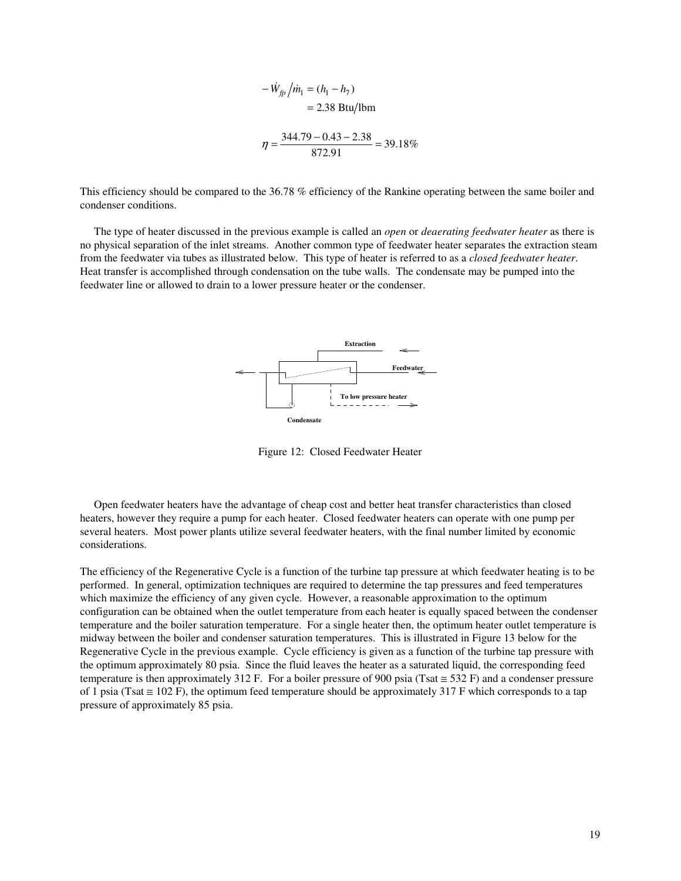$$-\dot{W}_{fp} / \dot{m}_1 = (h_1 - h_7)$$
$$= 2.38 \text{ Btu/lbm}$$

$$\eta = \frac{344.79 - 0.43 - 2.38}{872.91} = 39.18\%$$

This efficiency should be compared to the 36.78 % efficiency of the Rankine operating between the same boiler and condenser conditions.

The type of heater discussed in the previous example is called an *open* or *deaerating feedwater heater* as there is no physical separation of the inlet streams. Another common type of feedwater heater separates the extraction steam from the feedwater via tubes as illustrated below. This type of heater is referred to as a *closed feedwater heater*. Heat transfer is accomplished through condensation on the tube walls. The condensate may be pumped into the feedwater line or allowed to drain to a lower pressure heater or the condenser.

Extraction

Feedwater

To low pressure heater

Condensate

Figure 12: Closed Feedwater Heater

Open feedwater heaters have the advantage of cheap cost and better heat transfer characteristics than closed heaters, however they require a pump for each heater. Closed feedwater heaters can operate with one pump per several heaters. Most power plants utilize several feedwater heaters, with the final number limited by economic considerations.

The efficiency of the Regenerative Cycle is a function of the turbine tap pressure at which feedwater heating is to be performed. In general, optimization techniques are required to determine the tap pressures and feed temperatures which maximize the efficiency of any given cycle. However, a reasonable approximation to the optimum configuration can be obtained when the outlet temperature from each heater is equally spaced between the condenser temperature and the boiler saturation temperature. For a single heater then, the optimum heater outlet temperature is midway between the boiler and condenser saturation temperatures. This is illustrated in Figure 13 below for the Regenerative Cycle in the previous example. Cycle efficiency is given as a function of the turbine tap pressure with the optimum approximately 80 psia. Since the fluid leaves the heater as a saturated liquid, the corresponding feed temperature is then approximately 312 F. For a boiler pressure of 900 psia ($T_{sat} \cong 532$ F) and a condenser pressure of 1 psia ($T_{sat} \cong 102$ F), the optimum feed temperature should be approximately 317 F which corresponds to a tap pressure of approximately 85 psia.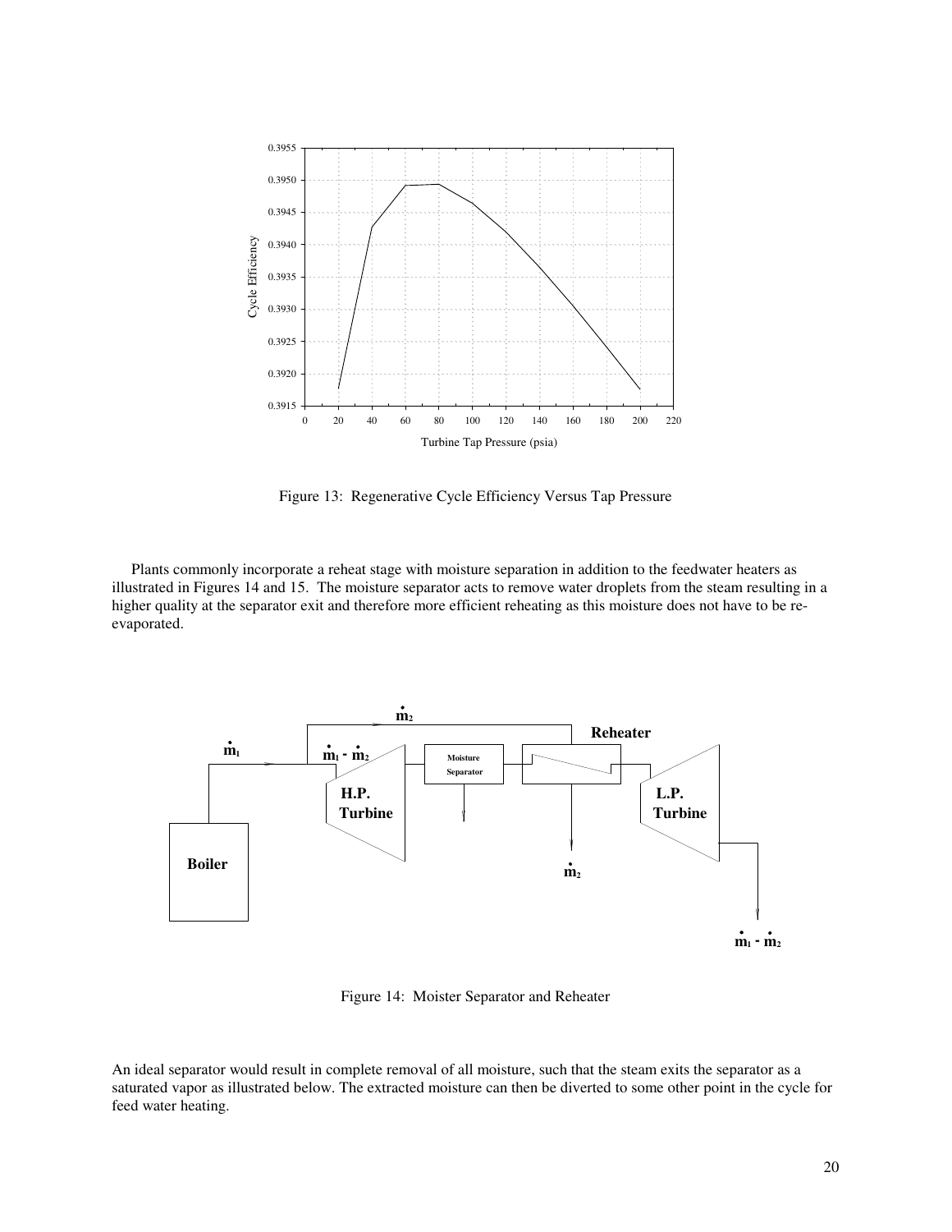Figure 13: Regenerative Cycle Efficiency Versus Tap Pressure

Plants commonly incorporate a reheat stage with moisture separation in addition to the feedwater heaters as illustrated in Figures 14 and 15. The moisture separator acts to remove water droplets from the steam resulting in a higher quality at the separator exit and therefore more efficient reheating as this moisture does not have to be re-evaporated.

Figure 14: Moister Separator and Reheater

An ideal separator would result in complete removal of all moisture, such that the steam exits the separator as a saturated vapor as illustrated below. The extracted moisture can then be diverted to some other point in the cycle for feed water heating.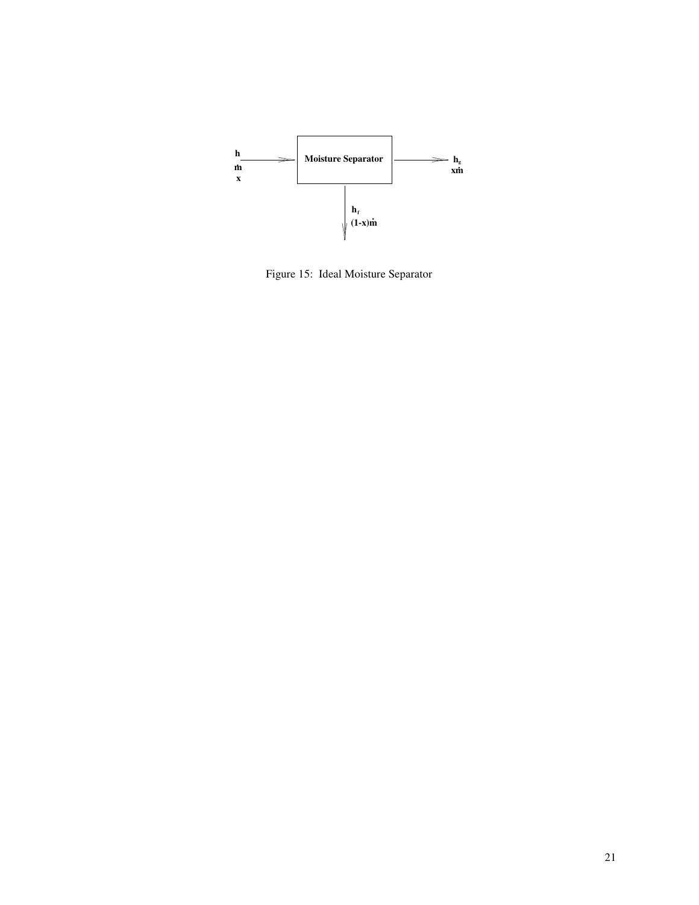| | | |
|---|---|---|
| $h$, $\dot{m}$, $x$ → | **Moisture Separator** | → $h_g$, $x\dot{m}$ |
| | ↓ $h_f$, $(1-x)\dot{m}$ | |

Figure 15: Ideal Moisture Separator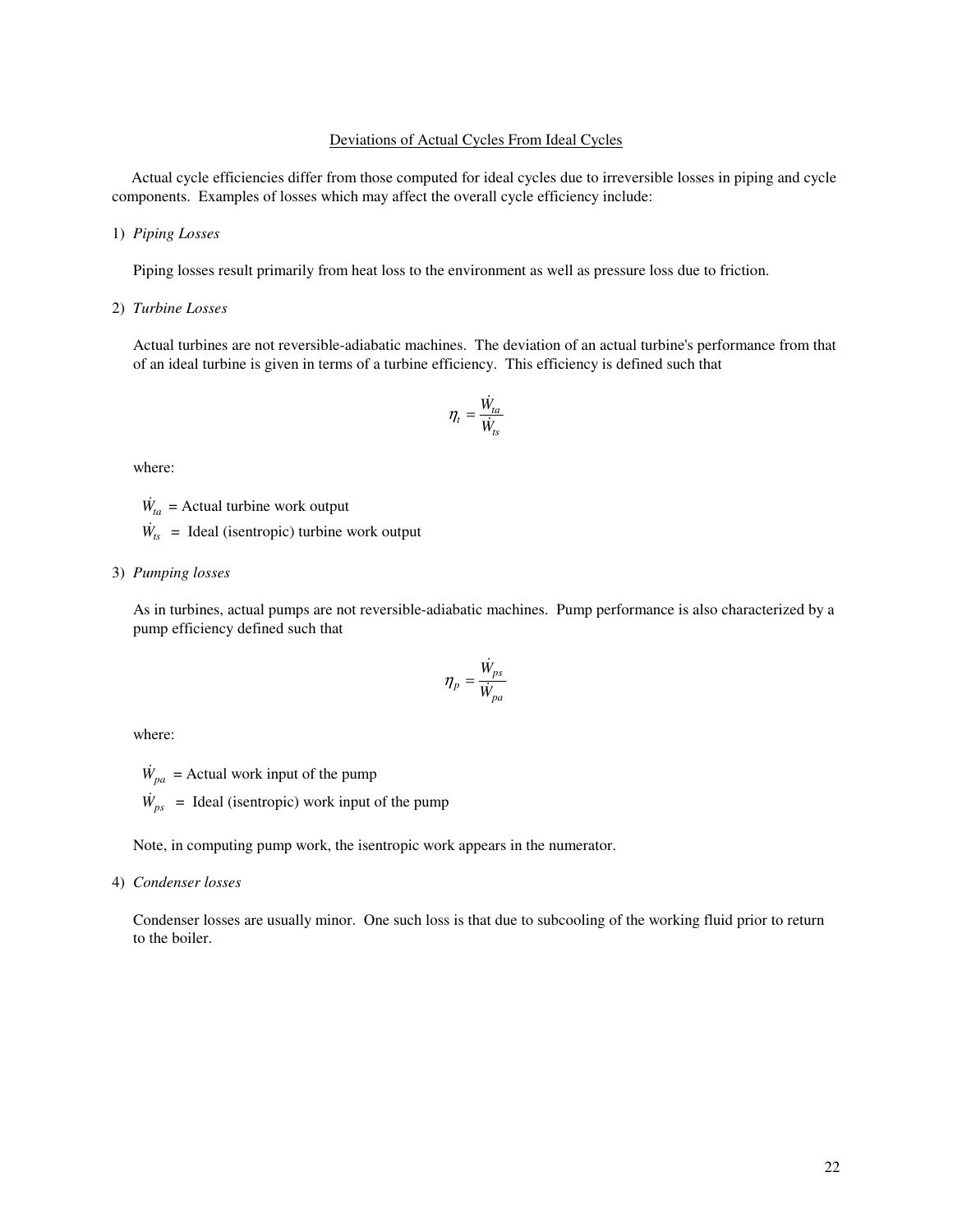## Deviations of Actual Cycles From Ideal Cycles

Actual cycle efficiencies differ from those computed for ideal cycles due to irreversible losses in piping and cycle components. Examples of losses which may affect the overall cycle efficiency include:

1) *Piping Losses*

   Piping losses result primarily from heat loss to the environment as well as pressure loss due to friction.

2) *Turbine Losses*

   Actual turbines are not reversible-adiabatic machines. The deviation of an actual turbine's performance from that of an ideal turbine is given in terms of a turbine efficiency. This efficiency is defined such that

$$\eta_t = \frac{\dot{W}_{ta}}{\dot{W}_{ts}}$$

   where:

   $\dot{W}_{ta}$ = Actual turbine work output

   $\dot{W}_{ts}$ = Ideal (isentropic) turbine work output

3) *Pumping losses*

   As in turbines, actual pumps are not reversible-adiabatic machines. Pump performance is also characterized by a pump efficiency defined such that

$$\eta_p = \frac{\dot{W}_{ps}}{\dot{W}_{pa}}$$

   where:

   $\dot{W}_{pa}$ = Actual work input of the pump

   $\dot{W}_{ps}$ = Ideal (isentropic) work input of the pump

   Note, in computing pump work, the isentropic work appears in the numerator.

4) *Condenser losses*

   Condenser losses are usually minor. One such loss is that due to subcooling of the working fluid prior to return to the boiler.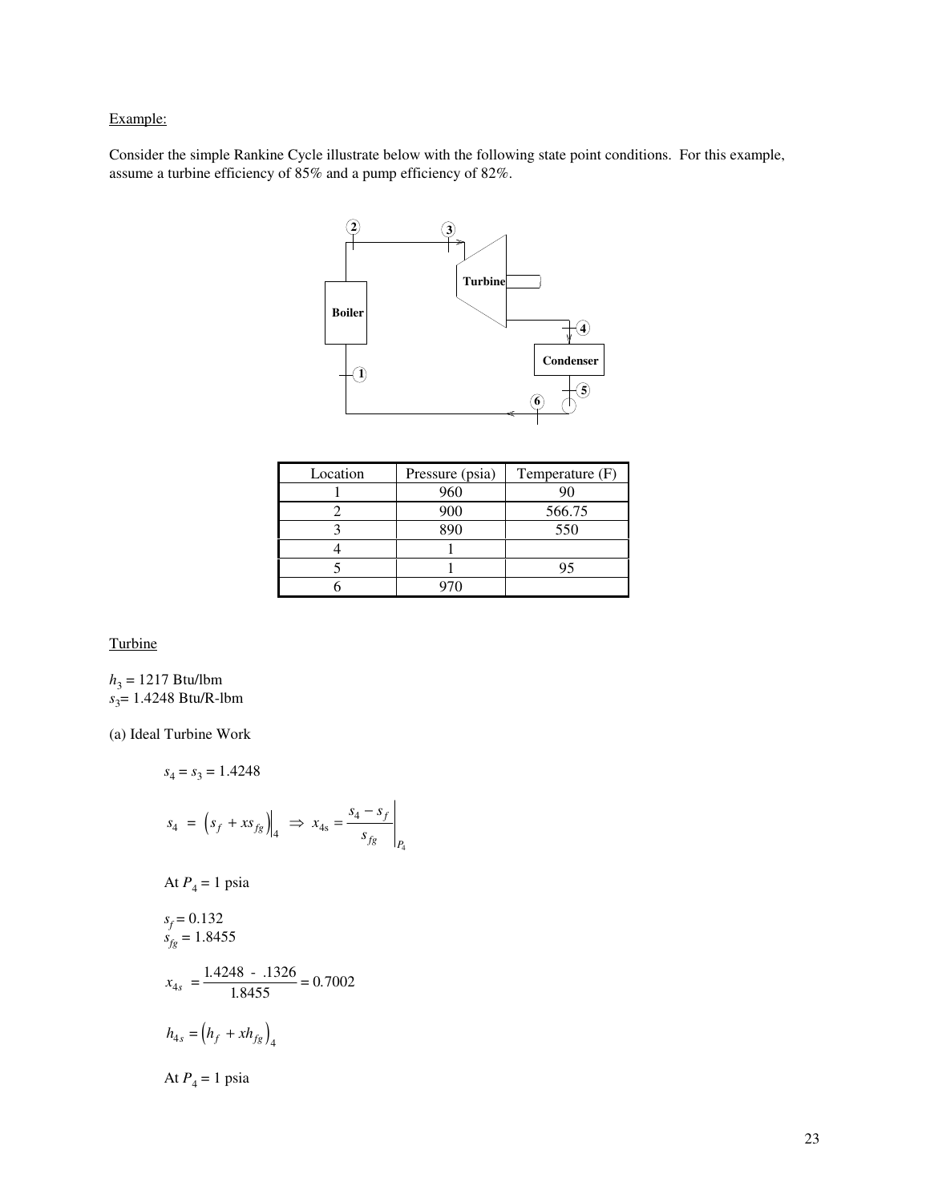Example:

Consider the simple Rankine Cycle illustrate below with the following state point conditions. For this example, assume a turbine efficiency of 85% and a pump efficiency of 82%.

| Location | Pressure (psia) | Temperature (F) |
|---|---|---|
| 1 | 960 | 90 |
| 2 | 900 | 566.75 |
| 3 | 890 | 550 |
| 4 | 1 | |
| 5 | 1 | 95 |
| 6 | 970 | |

Turbine

$h_3$ = 1217 Btu/lbm
$s_3$= 1.4248 Btu/R-lbm

(a) Ideal Turbine Work

$$s_4 = s_3 = 1.4248$$

$$s_4 = \left(s_f + xs_{fg}\right)\Big|_4 \Rightarrow x_{4s} = \frac{s_4 - s_f}{s_{fg}}\Bigg|_{P_4}$$

At $P_4$ = 1 psia

$s_f$ = 0.132
$s_{fg}$ = 1.8455

$$x_{4s} = \frac{1.4248 - .1326}{1.8455} = 0.7002$$

$$h_{4s} = \left(h_f + xh_{fg}\right)_4$$

At $P_4$ = 1 psia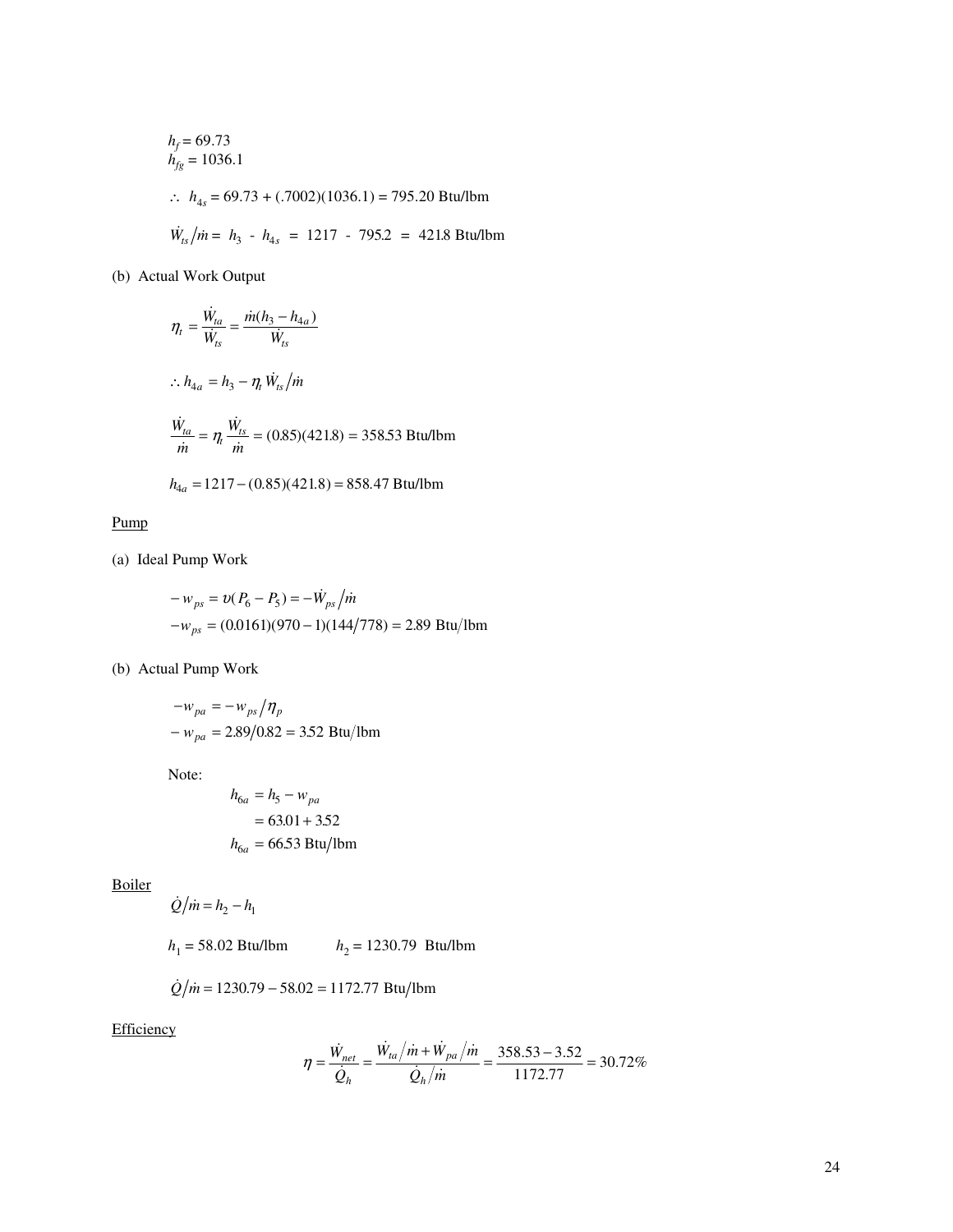$h_f = 69.73$
$h_{fg} = 1036.1$

$$\therefore \; h_{4s} = 69.73 + (.7002)(1036.1) = 795.20 \text{ Btu/lbm}$$

$$\dot{W}_{ts}/\dot{m} = \; h_3 \; - \; h_{4s} \; = \; 1217 \; - \; 795.2 \; = \; 421.8 \text{ Btu/lbm}$$

(b) Actual Work Output

$$\eta_t = \frac{\dot{W}_{ta}}{\dot{W}_{ts}} = \frac{\dot{m}(h_3 - h_{4a})}{\dot{W}_{ts}}$$

$$\therefore h_{4a} = h_3 - \eta_t \dot{W}_{ts}/\dot{m}$$

$$\frac{\dot{W}_{ta}}{\dot{m}} = \eta_t \frac{\dot{W}_{ts}}{\dot{m}} = (0.85)(421.8) = 358.53 \text{ Btu/lbm}$$

$$h_{4a} = 1217 - (0.85)(421.8) = 858.47 \text{ Btu/lbm}$$

Pump

(a) Ideal Pump Work

$$-w_{ps} = \upsilon(P_6 - P_5) = -\dot{W}_{ps}/\dot{m}$$
$$-w_{ps} = (0.0161)(970 - 1)(144/778) = 2.89 \text{ Btu/lbm}$$

(b) Actual Pump Work

$$-w_{pa} = -w_{ps}/\eta_p$$
$$-w_{pa} = 2.89/0.82 = 3.52 \text{ Btu/lbm}$$

Note:

$$h_{6a} = h_5 - w_{pa}$$
$$= 63.01 + 3.52$$
$$h_{6a} = 66.53 \text{ Btu/lbm}$$

Boiler

$$\dot{Q}/\dot{m} = h_2 - h_1$$

$h_1 = 58.02$ Btu/lbm $\qquad h_2 = 1230.79$ Btu/lbm

$$\dot{Q}/\dot{m} = 1230.79 - 58.02 = 1172.77 \text{ Btu/lbm}$$

Efficiency

$$\eta = \frac{\dot{W}_{net}}{\dot{Q}_h} = \frac{\dot{W}_{ta}/\dot{m} + \dot{W}_{pa}/\dot{m}}{\dot{Q}_h/\dot{m}} = \frac{358.53 - 3.52}{1172.77} = 30.72\%$$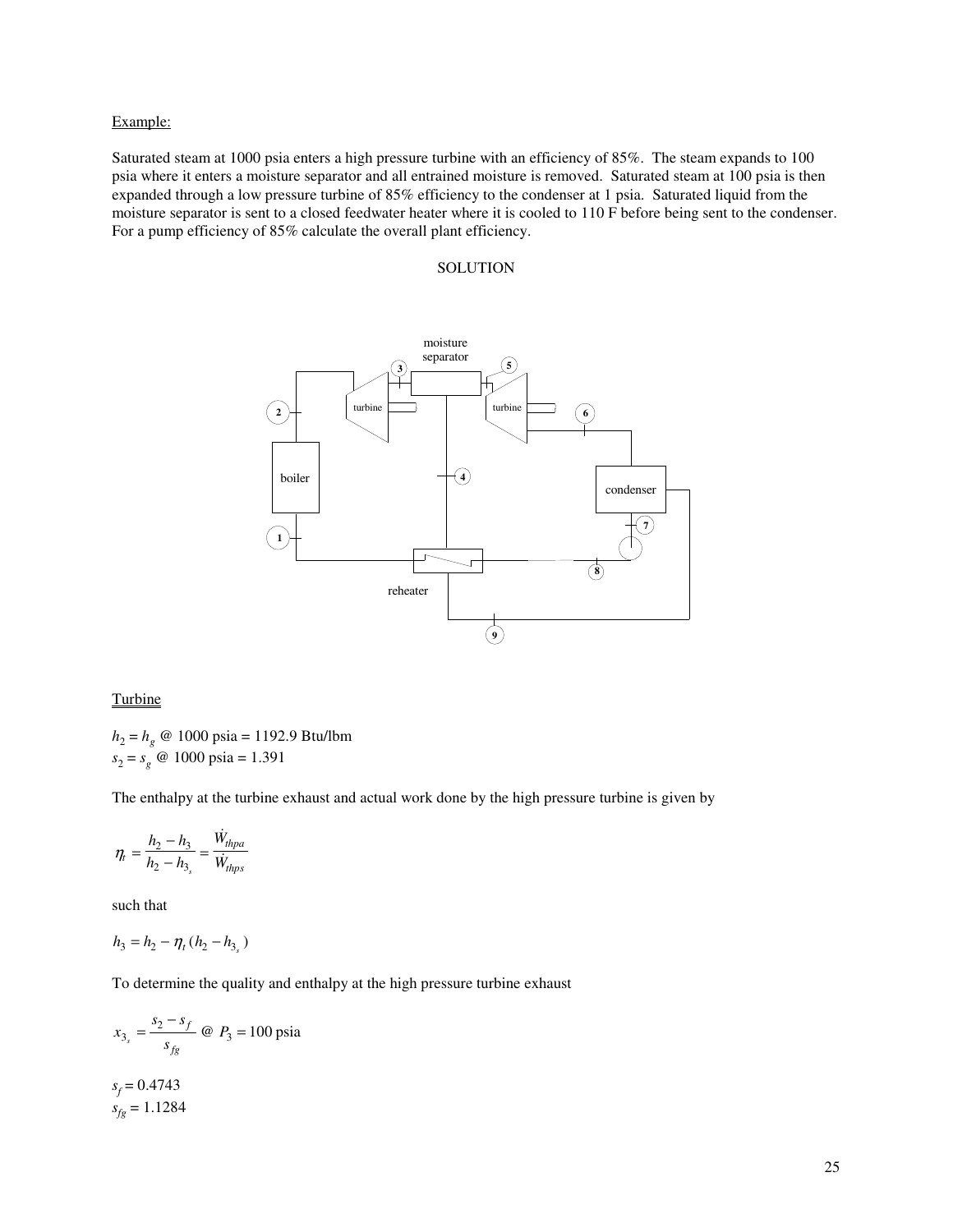Example:

Saturated steam at 1000 psia enters a high pressure turbine with an efficiency of 85%. The steam expands to 100 psia where it enters a moisture separator and all entrained moisture is removed. Saturated steam at 100 psia is then expanded through a low pressure turbine of 85% efficiency to the condenser at 1 psia. Saturated liquid from the moisture separator is sent to a closed feedwater heater where it is cooled to 110 F before being sent to the condenser. For a pump efficiency of 85% calculate the overall plant efficiency.

SOLUTION

Turbine

$h_2 = h_g$ @ 1000 psia = 1192.9 Btu/lbm
$s_2 = s_g$ @ 1000 psia = 1.391

The enthalpy at the turbine exhaust and actual work done by the high pressure turbine is given by

$$\eta_t = \frac{h_2 - h_3}{h_2 - h_{3_s}} = \frac{\dot{W}_{thpa}}{\dot{W}_{thps}}$$

such that

$$h_3 = h_2 - \eta_t (h_2 - h_{3_s})$$

To determine the quality and enthalpy at the high pressure turbine exhaust

$$x_{3_s} = \frac{s_2 - s_f}{s_{fg}} \text{ @ } P_3 = 100 \text{ psia}$$

$s_f = 0.4743$
$s_{fg} = 1.1284$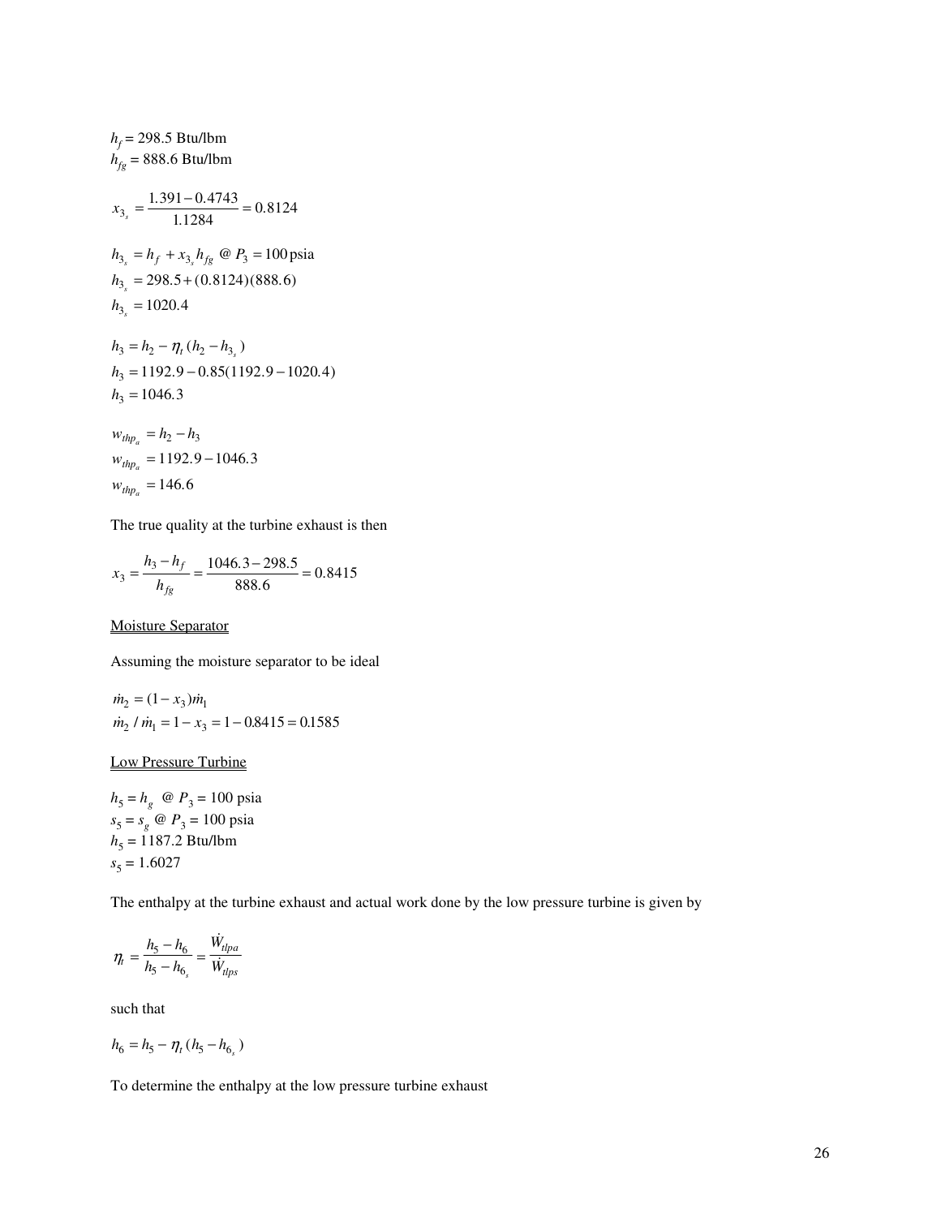$h_f = 298.5$ Btu/lbm
$h_{fg} = 888.6$ Btu/lbm

$$x_{3_s} = \frac{1.391 - 0.4743}{1.1284} = 0.8124$$

$$h_{3_s} = h_f + x_{3_s} h_{fg} \text{ @ } P_3 = 100 \text{ psia}$$
$$h_{3_s} = 298.5 + (0.8124)(888.6)$$
$$h_{3_s} = 1020.4$$

$$h_3 = h_2 - \eta_t (h_2 - h_{3_s})$$
$$h_3 = 1192.9 - 0.85(1192.9 - 1020.4)$$
$$h_3 = 1046.3$$

$$w_{thp_a} = h_2 - h_3$$
$$w_{thp_a} = 1192.9 - 1046.3$$
$$w_{thp_a} = 146.6$$

The true quality at the turbine exhaust is then

$$x_3 = \frac{h_3 - h_f}{h_{fg}} = \frac{1046.3 - 298.5}{888.6} = 0.8415$$

Moisture Separator

Assuming the moisture separator to be ideal

$$\dot{m}_2 = (1 - x_3)\dot{m}_1$$
$$\dot{m}_2 / \dot{m}_1 = 1 - x_3 = 1 - 0.8415 = 0.1585$$

Low Pressure Turbine

$h_5 = h_g$ @ $P_3 = 100$ psia
$s_5 = s_g$ @ $P_3 = 100$ psia
$h_5 = 1187.2$ Btu/lbm
$s_5 = 1.6027$

The enthalpy at the turbine exhaust and actual work done by the low pressure turbine is given by

$$\eta_t = \frac{h_5 - h_6}{h_5 - h_{6_s}} = \frac{\dot{W}_{tlpa}}{\dot{W}_{tlps}}$$

such that

$$h_6 = h_5 - \eta_t (h_5 - h_{6_s})$$

To determine the enthalpy at the low pressure turbine exhaust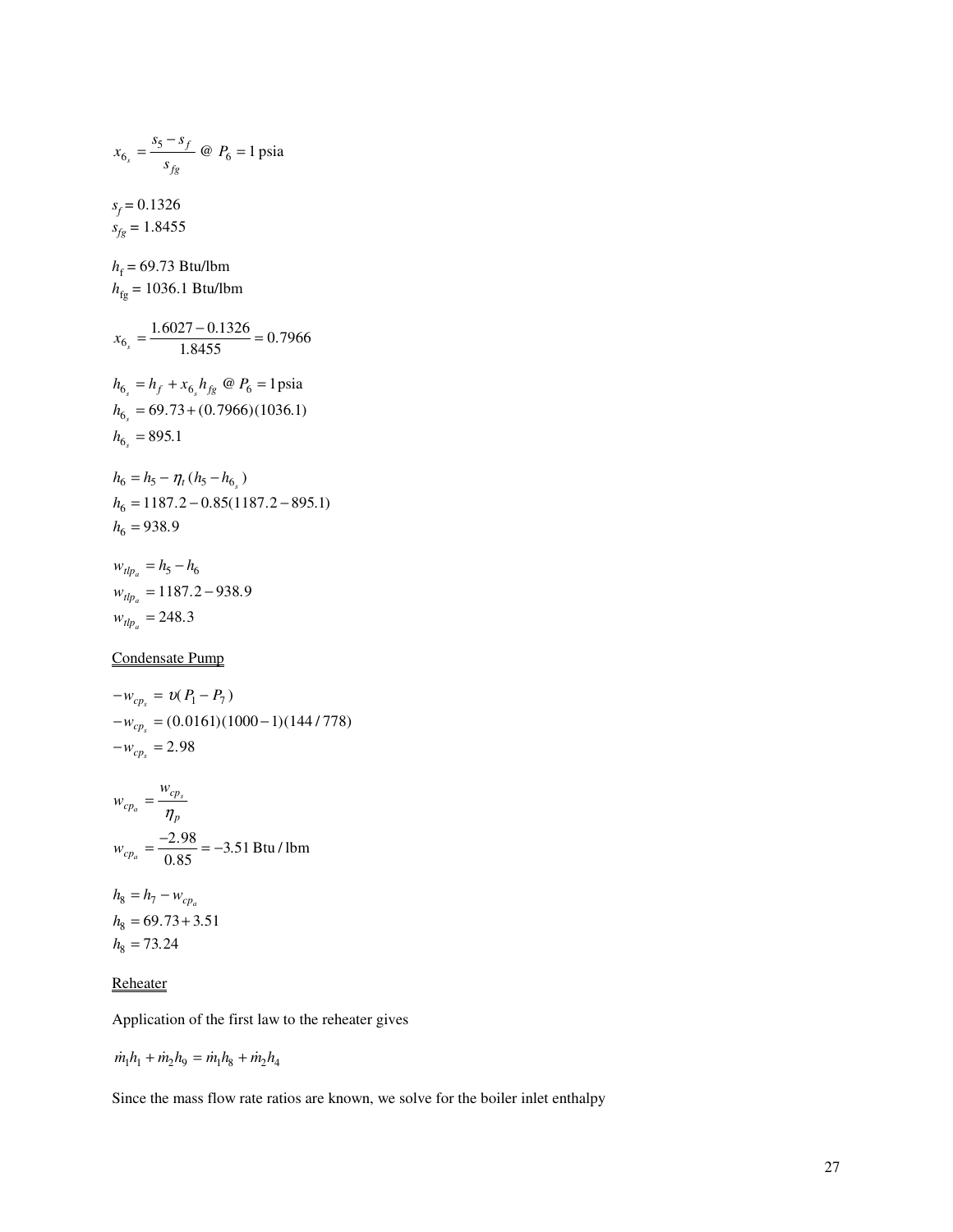$$x_{6_s} = \frac{s_5 - s_f}{s_{fg}} \text{ @ } P_6 = 1 \text{ psia}$$

$s_f = 0.1326$
$s_{fg} = 1.8455$

$h_f = 69.73$ Btu/lbm
$h_{fg} = 1036.1$ Btu/lbm

$$x_{6_s} = \frac{1.6027 - 0.1326}{1.8455} = 0.7966$$

$$h_{6_s} = h_f + x_{6_s} h_{fg} \text{ @ } P_6 = 1 \text{psia}$$
$$h_{6_s} = 69.73 + (0.7966)(1036.1)$$
$$h_{6_s} = 895.1$$

$$h_6 = h_5 - \eta_t (h_5 - h_{6_s})$$
$$h_6 = 1187.2 - 0.85(1187.2 - 895.1)$$
$$h_6 = 938.9$$

$$w_{tlp_a} = h_5 - h_6$$
$$w_{tlp_a} = 1187.2 - 938.9$$
$$w_{tlp_a} = 248.3$$

<u>Condensate Pump</u>

$$-w_{cp_s} = \upsilon(P_1 - P_7)$$
$$-w_{cp_s} = (0.0161)(1000 - 1)(144/778)$$
$$-w_{cp_s} = 2.98$$

$$w_{cp_a} = \frac{w_{cp_s}}{\eta_p}$$
$$w_{cp_a} = \frac{-2.98}{0.85} = -3.51 \text{ Btu/lbm}$$

$$h_8 = h_7 - w_{cp_a}$$
$$h_8 = 69.73 + 3.51$$
$$h_8 = 73.24$$

<u>Reheater</u>

Application of the first law to the reheater gives

$$\dot{m}_1 h_1 + \dot{m}_2 h_9 = \dot{m}_1 h_8 + \dot{m}_2 h_4$$

Since the mass flow rate ratios are known, we solve for the boiler inlet enthalpy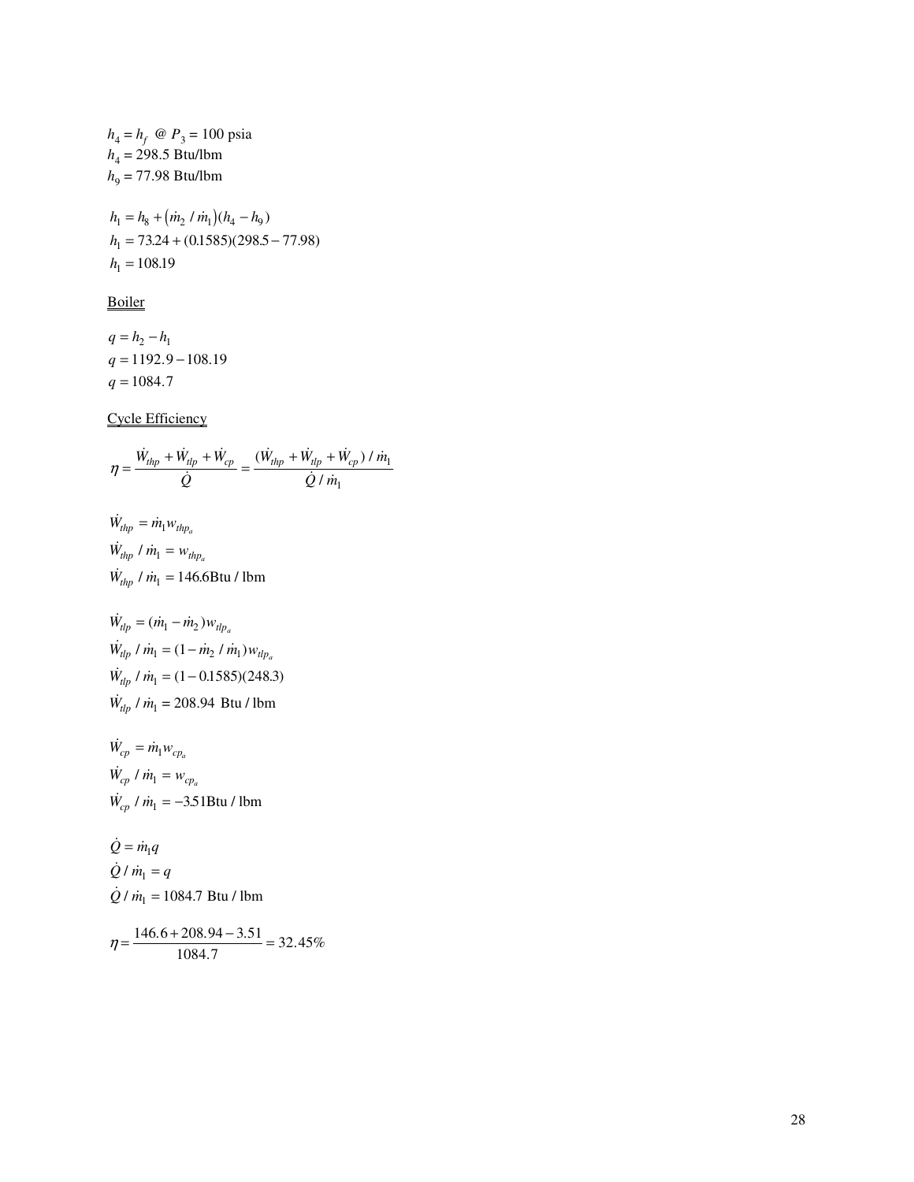$h_4 = h_f$ @ $P_3 = 100$ psia
$h_4 = 298.5$ Btu/lbm
$h_9 = 77.98$ Btu/lbm

$$h_1 = h_8 + \left(\dot{m}_2 / \dot{m}_1\right)(h_4 - h_9)$$
$$h_1 = 73.24 + (0.1585)(298.5 - 77.98)$$
$$h_1 = 108.19$$

<u>Boiler</u>

$$q = h_2 - h_1$$
$$q = 1192.9 - 108.19$$
$$q = 1084.7$$

<u>Cycle Efficiency</u>

$$\eta = \frac{\dot{W}_{thp} + \dot{W}_{tlp} + \dot{W}_{cp}}{\dot{Q}} = \frac{(\dot{W}_{thp} + \dot{W}_{tlp} + \dot{W}_{cp}) / \dot{m}_1}{\dot{Q} / \dot{m}_1}$$

$$\dot{W}_{thp} = \dot{m}_1 w_{thp_a}$$
$$\dot{W}_{thp} / \dot{m}_1 = w_{thp_a}$$
$$\dot{W}_{thp} / \dot{m}_1 = 146.6 \text{Btu / lbm}$$

$$\dot{W}_{tlp} = (\dot{m}_1 - \dot{m}_2) w_{tlp_a}$$
$$\dot{W}_{tlp} / \dot{m}_1 = (1 - \dot{m}_2 / \dot{m}_1) w_{tlp_a}$$
$$\dot{W}_{tlp} / \dot{m}_1 = (1 - 0.1585)(248.3)$$
$$\dot{W}_{tlp} / \dot{m}_1 = 208.94 \text{ Btu / lbm}$$

$$\dot{W}_{cp} = \dot{m}_1 w_{cp_a}$$
$$\dot{W}_{cp} / \dot{m}_1 = w_{cp_a}$$
$$\dot{W}_{cp} / \dot{m}_1 = -3.51 \text{Btu / lbm}$$

$$\dot{Q} = \dot{m}_1 q$$
$$\dot{Q} / \dot{m}_1 = q$$
$$\dot{Q} / \dot{m}_1 = 1084.7 \text{ Btu / lbm}$$

$$\eta = \frac{146.6 + 208.94 - 3.51}{1084.7} = 32.45\%$$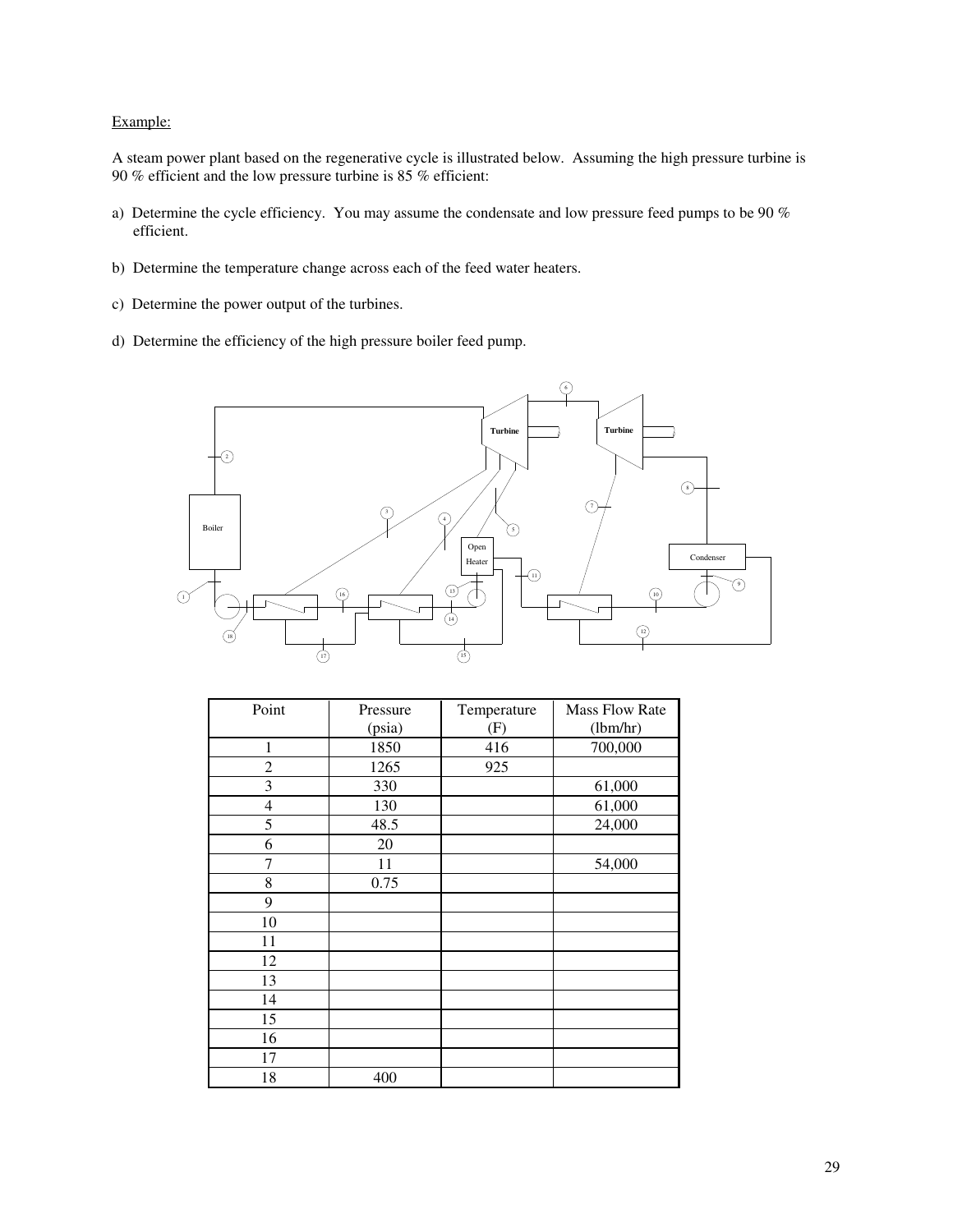Example:

A steam power plant based on the regenerative cycle is illustrated below. Assuming the high pressure turbine is 90 % efficient and the low pressure turbine is 85 % efficient:

a) Determine the cycle efficiency. You may assume the condensate and low pressure feed pumps to be 90 % efficient.

b) Determine the temperature change across each of the feed water heaters.

c) Determine the power output of the turbines.

d) Determine the efficiency of the high pressure boiler feed pump.

| Point | Pressure (psia) | Temperature (F) | Mass Flow Rate (lbm/hr) |
|---|---|---|---|
| 1 | 1850 | 416 | 700,000 |
| 2 | 1265 | 925 | |
| 3 | 330 | | 61,000 |
| 4 | 130 | | 61,000 |
| 5 | 48.5 | | 24,000 |
| 6 | 20 | | |
| 7 | 11 | | 54,000 |
| 8 | 0.75 | | |
| 9 | | | |
| 10 | | | |
| 11 | | | |
| 12 | | | |
| 13 | | | |
| 14 | | | |
| 15 | | | |
| 16 | | | |
| 17 | | | |
| 18 | 400 | | |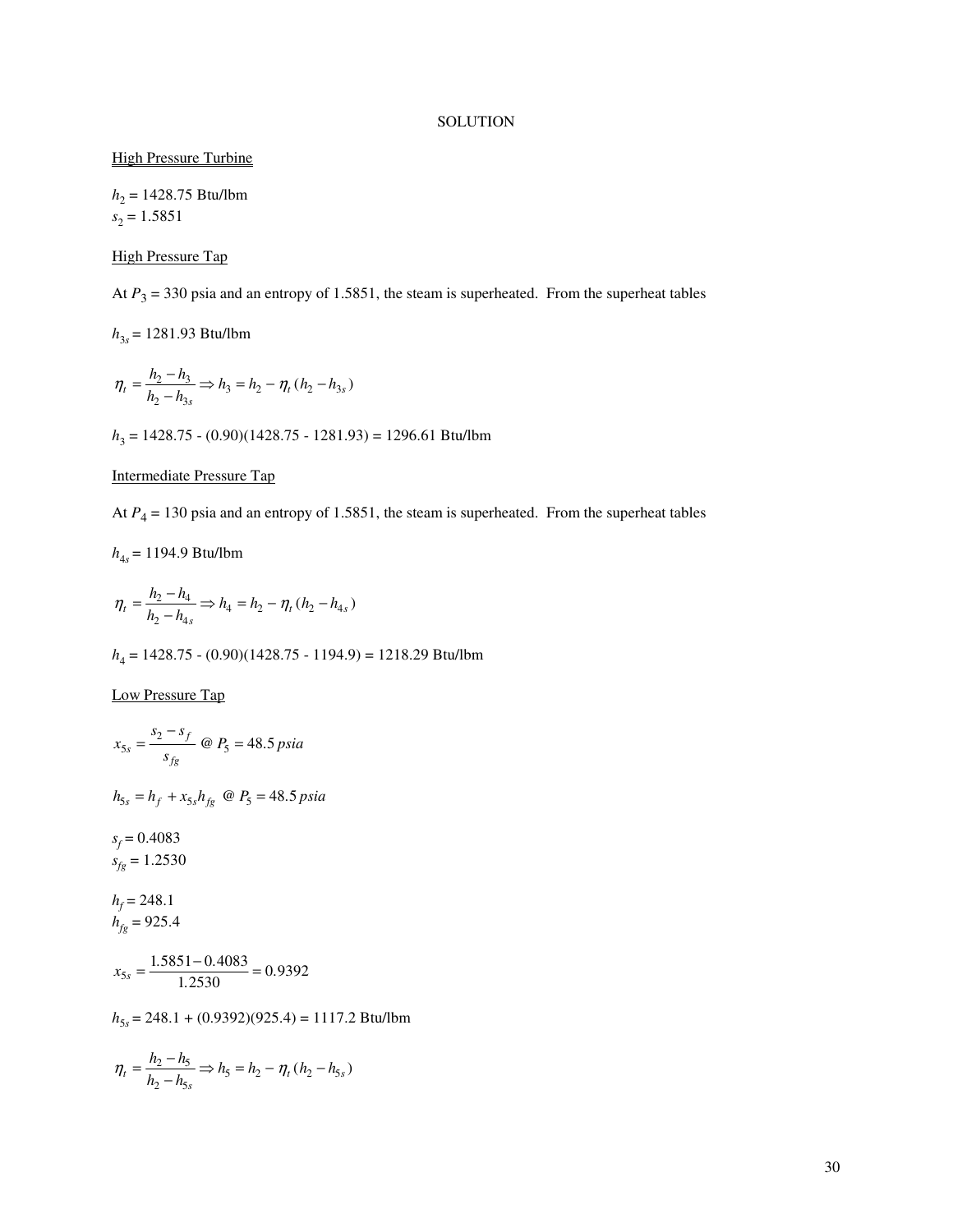SOLUTION

High Pressure Turbine

$h_2$ = 1428.75 Btu/lbm
$s_2$ = 1.5851

High Pressure Tap

At $P_3$ = 330 psia and an entropy of 1.5851, the steam is superheated. From the superheat tables

$h_{3s}$ = 1281.93 Btu/lbm

$$\eta_t = \frac{h_2 - h_3}{h_2 - h_{3s}} \Rightarrow h_3 = h_2 - \eta_t (h_2 - h_{3s})$$

$h_3$ = 1428.75 - (0.90)(1428.75 - 1281.93) = 1296.61 Btu/lbm

Intermediate Pressure Tap

At $P_4$ = 130 psia and an entropy of 1.5851, the steam is superheated. From the superheat tables

$h_{4s}$ = 1194.9 Btu/lbm

$$\eta_t = \frac{h_2 - h_4}{h_2 - h_{4s}} \Rightarrow h_4 = h_2 - \eta_t (h_2 - h_{4s})$$

$h_4$ = 1428.75 - (0.90)(1428.75 - 1194.9) = 1218.29 Btu/lbm

Low Pressure Tap

$$x_{5s} = \frac{s_2 - s_f}{s_{fg}} \text{ @ } P_5 = 48.5\, psia$$

$$h_{5s} = h_f + x_{5s} h_{fg} \text{ @ } P_5 = 48.5\, psia$$

$s_f$ = 0.4083
$s_{fg}$ = 1.2530

$h_f$ = 248.1
$h_{fg}$ = 925.4

$$x_{5s} = \frac{1.5851 - 0.4083}{1.2530} = 0.9392$$

$h_{5s}$ = 248.1 + (0.9392)(925.4) = 1117.2 Btu/lbm

$$\eta_t = \frac{h_2 - h_5}{h_2 - h_{5s}} \Rightarrow h_5 = h_2 - \eta_t (h_2 - h_{5s})$$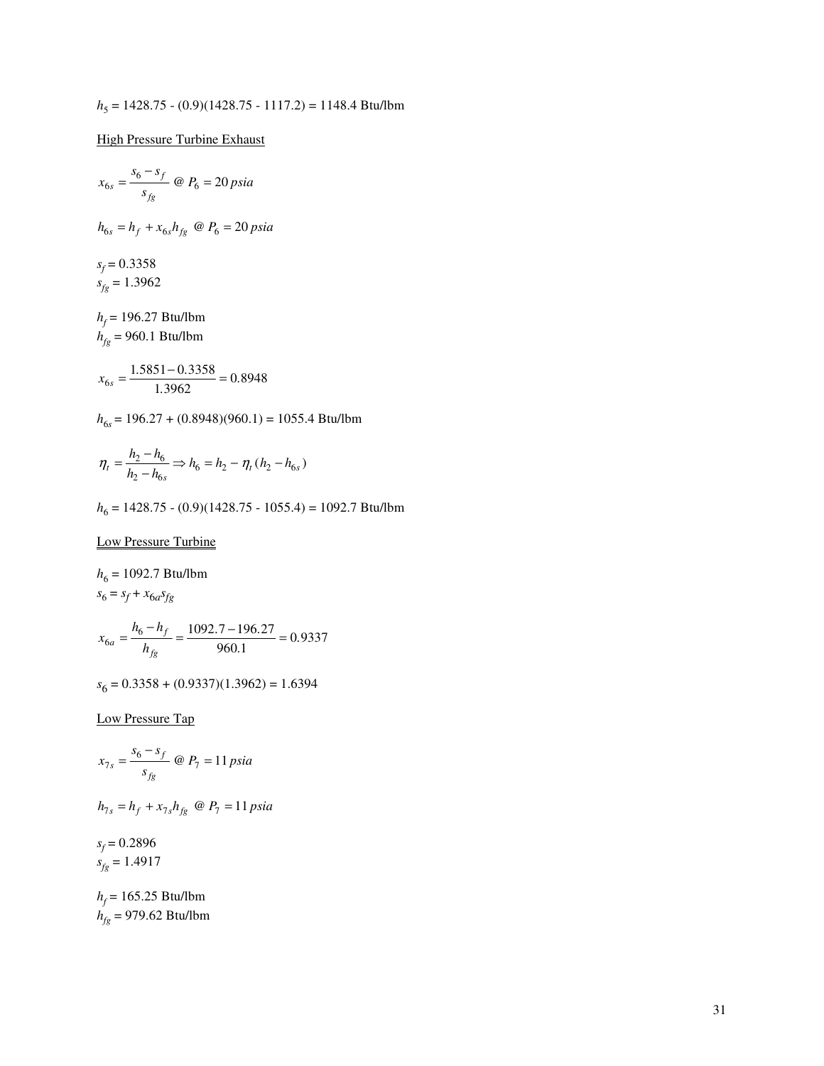$h_5$ = 1428.75 - (0.9)(1428.75 - 1117.2) = 1148.4 Btu/lbm

High Pressure Turbine Exhaust

$$x_{6s} = \frac{s_6 - s_f}{s_{fg}} \text{ @ } P_6 = 20\,psia$$

$$h_{6s} = h_f + x_{6s} h_{fg} \text{ @ } P_6 = 20\,psia$$

$s_f$ = 0.3358
$s_{fg}$ = 1.3962

$h_f$ = 196.27 Btu/lbm
$h_{fg}$ = 960.1 Btu/lbm

$$x_{6s} = \frac{1.5851 - 0.3358}{1.3962} = 0.8948$$

$h_{6s}$ = 196.27 + (0.8948)(960.1) = 1055.4 Btu/lbm

$$\eta_t = \frac{h_2 - h_6}{h_2 - h_{6s}} \Rightarrow h_6 = h_2 - \eta_t (h_2 - h_{6s})$$

$h_6$ = 1428.75 - (0.9)(1428.75 - 1055.4) = 1092.7 Btu/lbm

Low Pressure Turbine

$h_6$ = 1092.7 Btu/lbm
$s_6 = s_f + x_{6a} s_{fg}$

$$x_{6a} = \frac{h_6 - h_f}{h_{fg}} = \frac{1092.7 - 196.27}{960.1} = 0.9337$$

$s_6$ = 0.3358 + (0.9337)(1.3962) = 1.6394

Low Pressure Tap

$$x_{7s} = \frac{s_6 - s_f}{s_{fg}} \text{ @ } P_7 = 11\,psia$$

$$h_{7s} = h_f + x_{7s} h_{fg} \text{ @ } P_7 = 11\,psia$$

$s_f$ = 0.2896
$s_{fg}$ = 1.4917

$h_f$ = 165.25 Btu/lbm
$h_{fg}$ = 979.62 Btu/lbm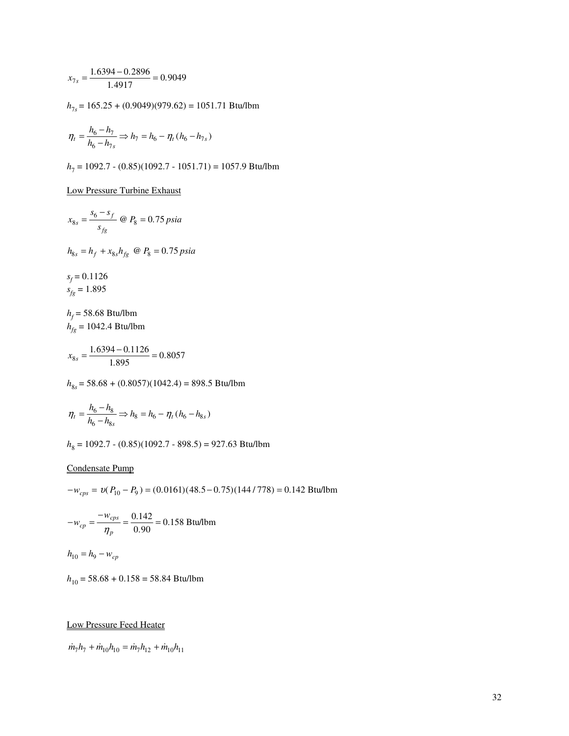$$x_{7s} = \frac{1.6394 - 0.2896}{1.4917} = 0.9049$$

$h_{7s}$ = 165.25 + (0.9049)(979.62) = 1051.71 Btu/lbm

$$\eta_t = \frac{h_6 - h_7}{h_6 - h_{7s}} \Rightarrow h_7 = h_6 - \eta_t (h_6 - h_{7s})$$

$h_7$ = 1092.7 - (0.85)(1092.7 - 1051.71) = 1057.9 Btu/lbm

Low Pressure Turbine Exhaust

$$x_{8s} = \frac{s_6 - s_f}{s_{fg}} \text{ @ } P_8 = 0.75\,psia$$

$$h_{8s} = h_f + x_{8s} h_{fg} \text{ @ } P_8 = 0.75\,psia$$

$s_f$ = 0.1126
$s_{fg}$ = 1.895

$h_f$ = 58.68 Btu/lbm
$h_{fg}$ = 1042.4 Btu/lbm

$$x_{8s} = \frac{1.6394 - 0.1126}{1.895} = 0.8057$$

$h_{8s}$ = 58.68 + (0.8057)(1042.4) = 898.5 Btu/lbm

$$\eta_t = \frac{h_6 - h_8}{h_6 - h_{8s}} \Rightarrow h_8 = h_6 - \eta_t (h_6 - h_{8s})$$

$h_8$ = 1092.7 - (0.85)(1092.7 - 898.5) = 927.63 Btu/lbm

Condensate Pump

$$-w_{cps} = \upsilon (P_{10} - P_9) = (0.0161)(48.5 - 0.75)(144/778) = 0.142 \text{ Btu/lbm}$$

$$-w_{cp} = \frac{-w_{cps}}{\eta_p} = \frac{0.142}{0.90} = 0.158 \text{ Btu/lbm}$$

$$h_{10} = h_9 - w_{cp}$$

$h_{10}$ = 58.68 + 0.158 = 58.84 Btu/lbm

Low Pressure Feed Heater

$$\dot{m}_7 h_7 + \dot{m}_{10} h_{10} = \dot{m}_7 h_{12} + \dot{m}_{10} h_{11}$$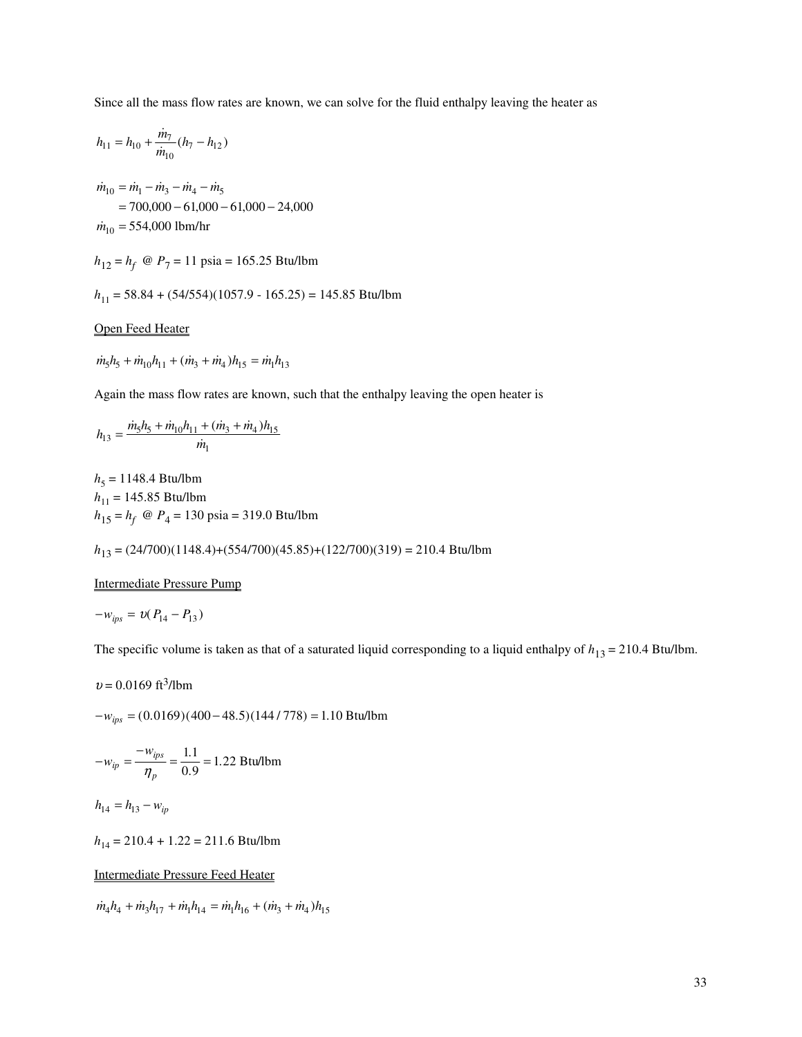Since all the mass flow rates are known, we can solve for the fluid enthalpy leaving the heater as

$$h_{11} = h_{10} + \frac{\dot{m}_7}{\dot{m}_{10}}(h_7 - h_{12})$$

$$\begin{aligned} \dot{m}_{10} &= \dot{m}_1 - \dot{m}_3 - \dot{m}_4 - \dot{m}_5 \\ &= 700{,}000 - 61{,}000 - 61{,}000 - 24{,}000 \\ \dot{m}_{10} &= 554{,}000 \text{ lbm/hr} \end{aligned}$$

$h_{12} = h_f$ @ $P_7$ = 11 psia = 165.25 Btu/lbm

$h_{11}$ = 58.84 + (54/554)(1057.9 - 165.25) = 145.85 Btu/lbm

<u>Open Feed Heater</u>

$$\dot{m}_5 h_5 + \dot{m}_{10} h_{11} + (\dot{m}_3 + \dot{m}_4) h_{15} = \dot{m}_1 h_{13}$$

Again the mass flow rates are known, such that the enthalpy leaving the open heater is

$$h_{13} = \frac{\dot{m}_5 h_5 + \dot{m}_{10} h_{11} + (\dot{m}_3 + \dot{m}_4) h_{15}}{\dot{m}_1}$$

$h_5$ = 1148.4 Btu/lbm
$h_{11}$ = 145.85 Btu/lbm
$h_{15} = h_f$ @ $P_4$ = 130 psia = 319.0 Btu/lbm

$h_{13}$ = (24/700)(1148.4)+(554/700)(45.85)+(122/700)(319) = 210.4 Btu/lbm

<u>Intermediate Pressure Pump</u>

$$-w_{ips} = \upsilon(P_{14} - P_{13})$$

The specific volume is taken as that of a saturated liquid corresponding to a liquid enthalpy of $h_{13}$ = 210.4 Btu/lbm.

$\upsilon$ = 0.0169 ft$^3$/lbm

$$-w_{ips} = (0.0169)(400 - 48.5)(144/778) = 1.10 \text{ Btu/lbm}$$

$$-w_{ip} = \frac{-w_{ips}}{\eta_p} = \frac{1.1}{0.9} = 1.22 \text{ Btu/lbm}$$

$$h_{14} = h_{13} - w_{ip}$$

$h_{14}$ = 210.4 + 1.22 = 211.6 Btu/lbm

<u>Intermediate Pressure Feed Heater</u>

$$\dot{m}_4 h_4 + \dot{m}_3 h_{17} + \dot{m}_1 h_{14} = \dot{m}_1 h_{16} + (\dot{m}_3 + \dot{m}_4) h_{15}$$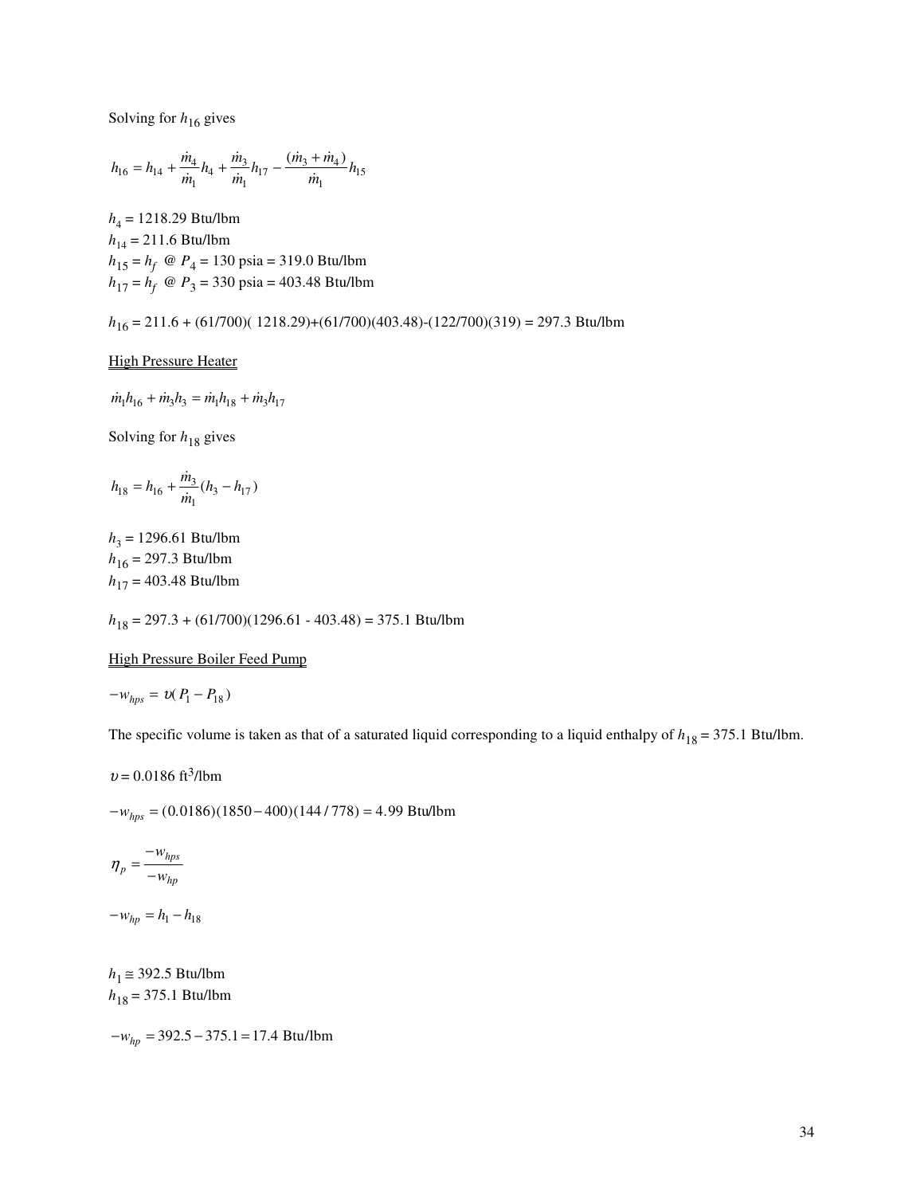Solving for $h_{16}$ gives

$$h_{16} = h_{14} + \frac{\dot{m}_4}{\dot{m}_1}h_4 + \frac{\dot{m}_3}{\dot{m}_1}h_{17} - \frac{(\dot{m}_3 + \dot{m}_4)}{\dot{m}_1}h_{15}$$

$h_4$ = 1218.29 Btu/lbm
$h_{14}$ = 211.6 Btu/lbm
$h_{15} = h_f$ @ $P_4$ = 130 psia = 319.0 Btu/lbm
$h_{17} = h_f$ @ $P_3$ = 330 psia = 403.48 Btu/lbm

$h_{16}$ = 211.6 + (61/700)( 1218.29)+(61/700)(403.48)-(122/700)(319) = 297.3 Btu/lbm

<u>High Pressure Heater</u>

$$\dot{m}_1 h_{16} + \dot{m}_3 h_3 = \dot{m}_1 h_{18} + \dot{m}_3 h_{17}$$

Solving for $h_{18}$ gives

$$h_{18} = h_{16} + \frac{\dot{m}_3}{\dot{m}_1}(h_3 - h_{17})$$

$h_3$ = 1296.61 Btu/lbm
$h_{16}$ = 297.3 Btu/lbm
$h_{17}$ = 403.48 Btu/lbm

$h_{18}$ = 297.3 + (61/700)(1296.61 - 403.48) = 375.1 Btu/lbm

<u>High Pressure Boiler Feed Pump</u>

$$-w_{hps} = \upsilon(P_1 - P_{18})$$

The specific volume is taken as that of a saturated liquid corresponding to a liquid enthalpy of $h_{18}$ = 375.1 Btu/lbm.

$\upsilon$ = 0.0186 ft$^3$/lbm

$$-w_{hps} = (0.0186)(1850 - 400)(144/778) = 4.99 \text{ Btu/lbm}$$

$$\eta_p = \frac{-w_{hps}}{-w_{hp}}$$

$$-w_{hp} = h_1 - h_{18}$$

$h_1 \cong$ 392.5 Btu/lbm
$h_{18}$ = 375.1 Btu/lbm

$$-w_{hp} = 392.5 - 375.1 = 17.4 \text{ Btu/lbm}$$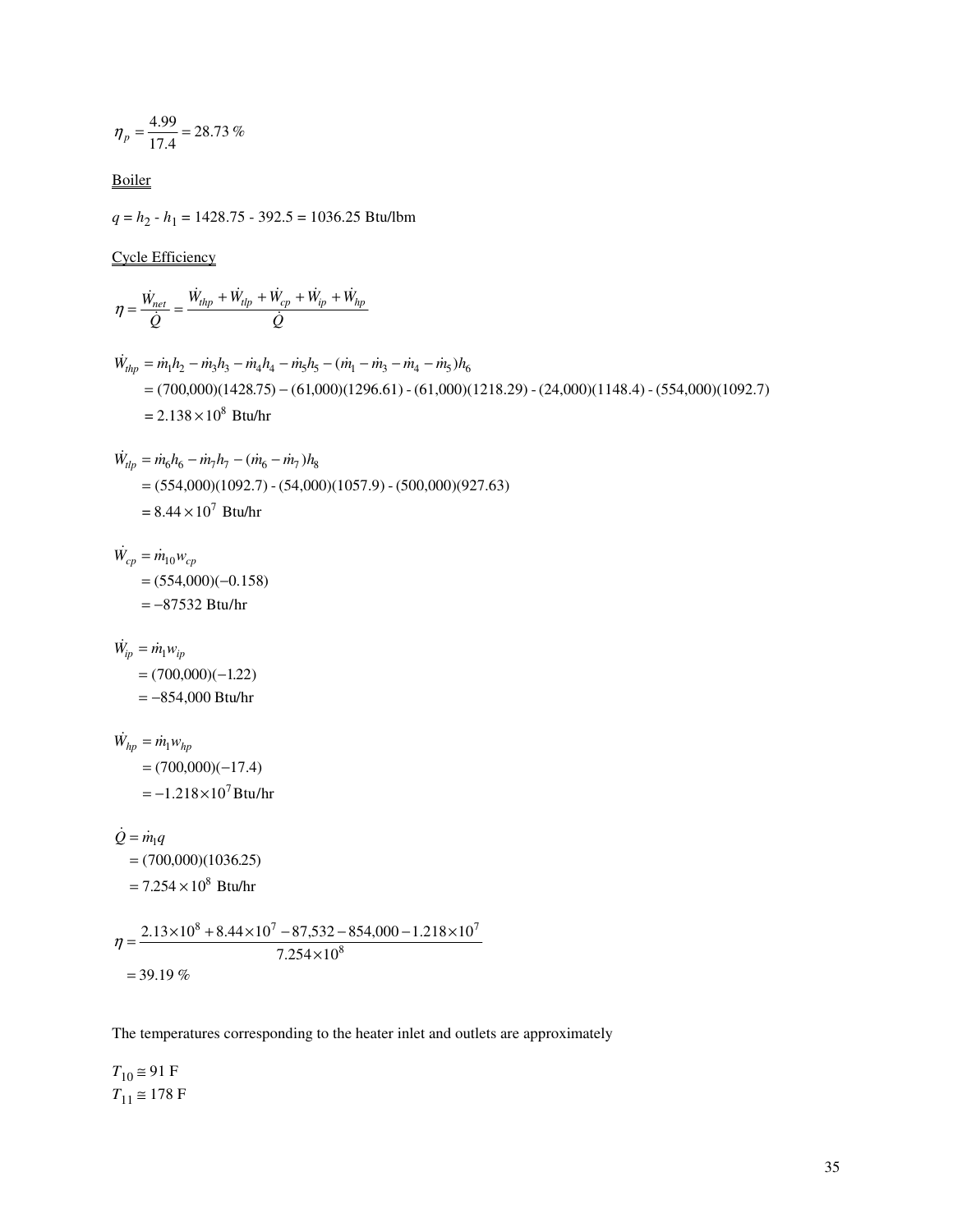$$\eta_p = \frac{4.99}{17.4} = 28.73\ \%$$

Boiler

$q = h_2 - h_1 = 1428.75 - 392.5 = 1036.25$ Btu/lbm

Cycle Efficiency

$$\eta = \frac{\dot{W}_{net}}{\dot{Q}} = \frac{\dot{W}_{thp} + \dot{W}_{tlp} + \dot{W}_{cp} + \dot{W}_{ip} + \dot{W}_{hp}}{\dot{Q}}$$

$$\begin{aligned}
\dot{W}_{thp} &= \dot{m}_1 h_2 - \dot{m}_3 h_3 - \dot{m}_4 h_4 - \dot{m}_5 h_5 - (\dot{m}_1 - \dot{m}_3 - \dot{m}_4 - \dot{m}_5) h_6 \\
&= (700{,}000)(1428.75) - (61{,}000)(1296.61) - (61{,}000)(1218.29) - (24{,}000)(1148.4) - (554{,}000)(1092.7) \\
&= 2.138 \times 10^8 \text{ Btu/hr}
\end{aligned}$$

$$\begin{aligned}
\dot{W}_{tlp} &= \dot{m}_6 h_6 - \dot{m}_7 h_7 - (\dot{m}_6 - \dot{m}_7) h_8 \\
&= (554{,}000)(1092.7) - (54{,}000)(1057.9) - (500{,}000)(927.63) \\
&= 8.44 \times 10^7 \text{ Btu/hr}
\end{aligned}$$

$$\begin{aligned}
\dot{W}_{cp} &= \dot{m}_{10} w_{cp} \\
&= (554{,}000)(-0.158) \\
&= -87532 \text{ Btu/hr}
\end{aligned}$$

$$\begin{aligned}
\dot{W}_{ip} &= \dot{m}_1 w_{ip} \\
&= (700{,}000)(-1.22) \\
&= -854{,}000 \text{ Btu/hr}
\end{aligned}$$

$$\begin{aligned}
\dot{W}_{hp} &= \dot{m}_1 w_{hp} \\
&= (700{,}000)(-17.4) \\
&= -1.218 \times 10^7 \text{ Btu/hr}
\end{aligned}$$

$$\begin{aligned}
\dot{Q} &= \dot{m}_1 q \\
&= (700{,}000)(1036.25) \\
&= 7.254 \times 10^8 \text{ Btu/hr}
\end{aligned}$$

$$\begin{aligned}
\eta &= \frac{2.13 \times 10^8 + 8.44 \times 10^7 - 87{,}532 - 854{,}000 - 1.218 \times 10^7}{7.254 \times 10^8} \\
&= 39.19\ \%
\end{aligned}$$

The temperatures corresponding to the heater inlet and outlets are approximately

$T_{10} \cong 91$ F
$T_{11} \cong 178$ F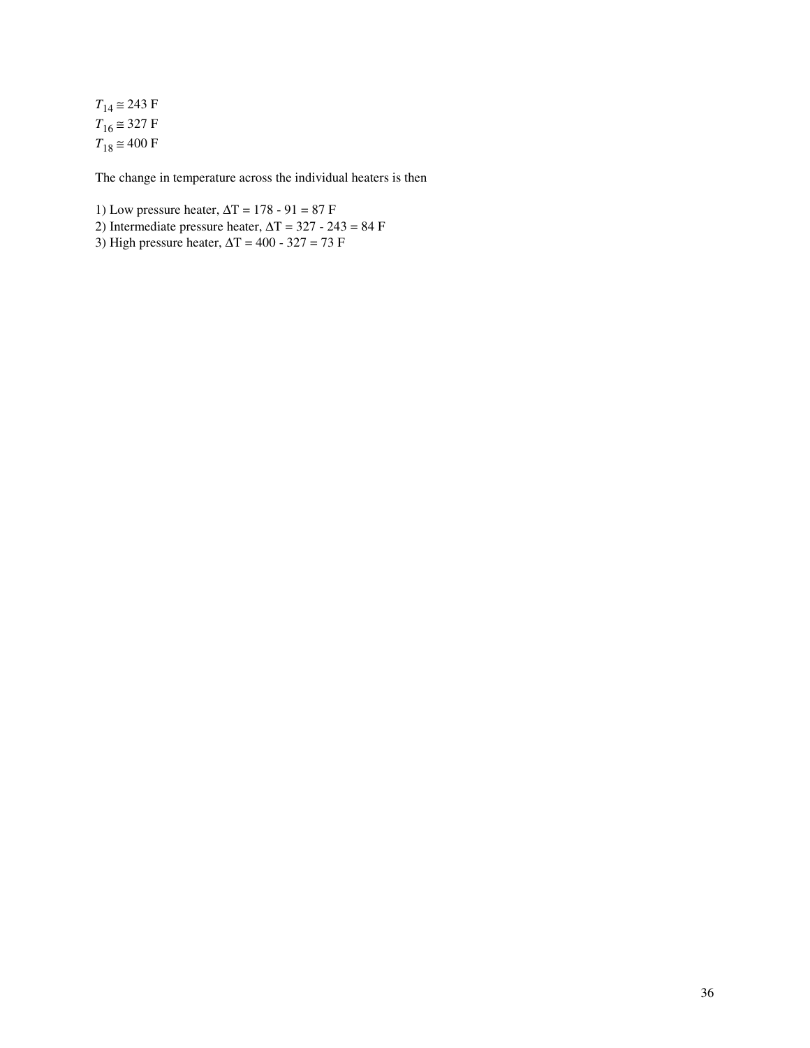$T_{14} \cong 243$ F
$T_{16} \cong 327$ F
$T_{18} \cong 400$ F

The change in temperature across the individual heaters is then

1) Low pressure heater, $\Delta T = 178 - 91 = 87$ F
2) Intermediate pressure heater, $\Delta T = 327 - 243 = 84$ F
3) High pressure heater, $\Delta T = 400 - 327 = 73$ F